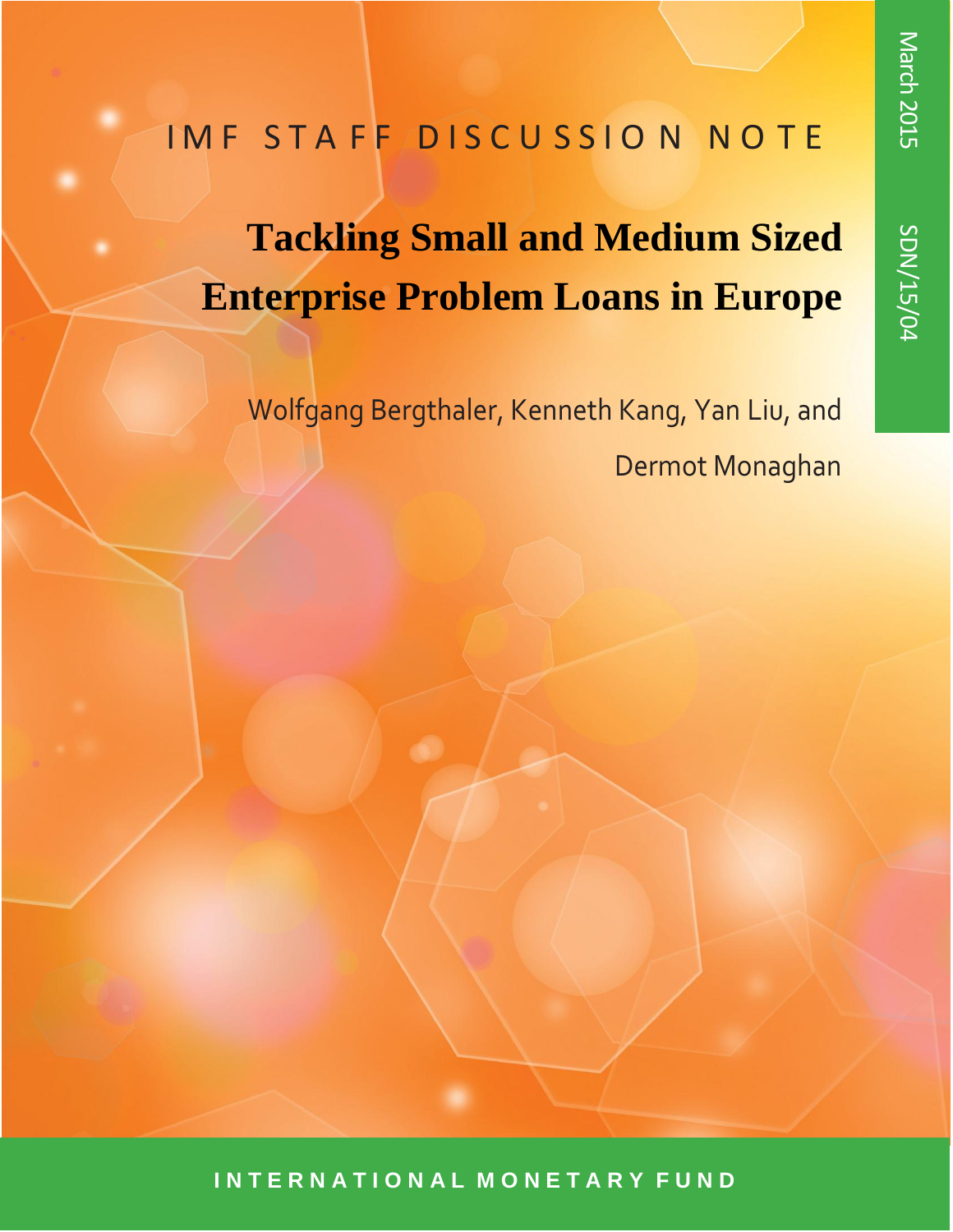IMF STAFF DISCUSSION NOTE

# Tackling Small and Medium Sized Enterprise Problem Loans in Europe

Wolfgang Bergthaler, Kenneth Kang, Yan Liu, and Dermot Monaghan

March 2015

SDN/15/04

INTERNATIONAL MONETARY FUND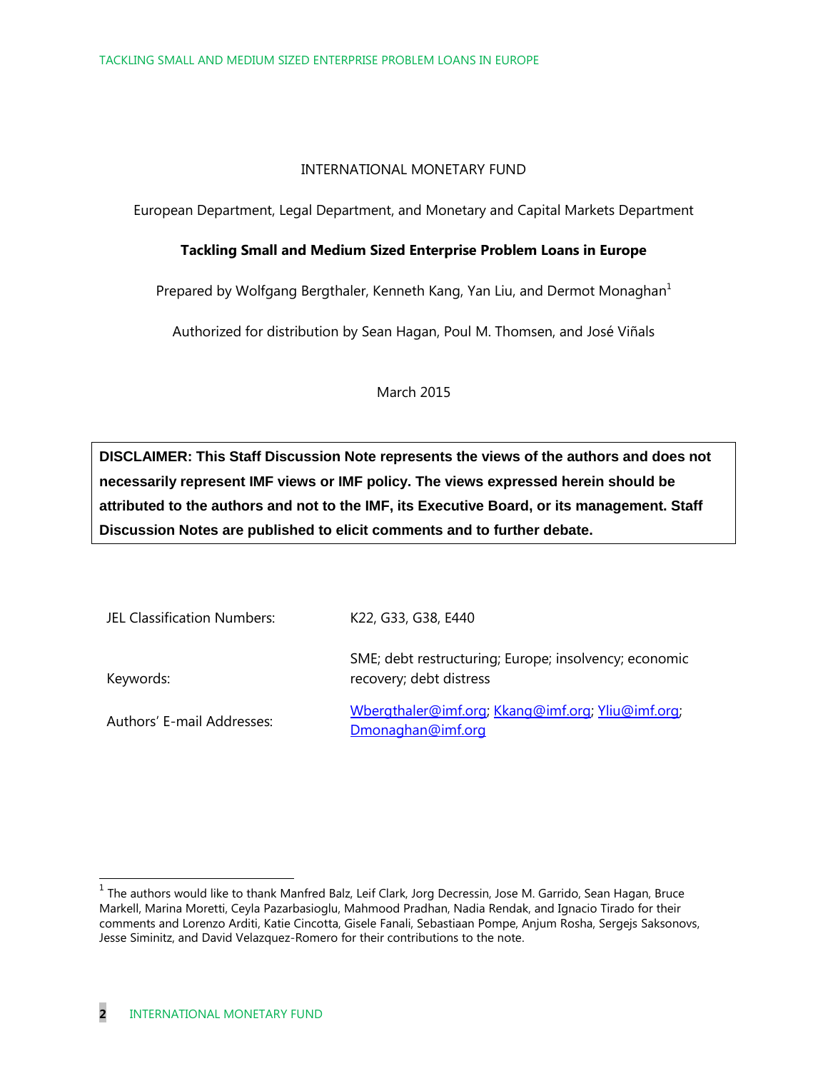INTERNATIONAL MONETARY FUND

European Department, Legal Department, and Monetary and Capital Markets Department

**Tackling Small and Medium Sized Enterprise Problem Loans in Europe**

Prepared by Wolfgang Bergthaler, Kenneth Kang, Yan Liu, and Dermot Monaghan[1]

Authorized for distribution by Sean Hagan, Poul M. Thomsen, and José Viñals

March 2015

**DISCLAIMER: This Staff Discussion Note represents the views of the authors and does not necessarily represent IMF views or IMF policy. The views expressed herein should be attributed to the authors and not to the IMF, its Executive Board, or its management. Staff Discussion Notes are published to elicit comments and to further debate.**

| | |
|---|---|
| JEL Classification Numbers: | K22, G33, G38, E440 |
| Keywords: | SME; debt restructuring; Europe; insolvency; economic recovery; debt distress |
| Authors' E-mail Addresses: | Wbergthaler@imf.org; Kkang@imf.org; Yliu@imf.org; Dmonaghan@imf.org |

[1] The authors would like to thank Manfred Balz, Leif Clark, Jorg Decressin, Jose M. Garrido, Sean Hagan, Bruce Markell, Marina Moretti, Ceyla Pazarbasioglu, Mahmood Pradhan, Nadia Rendak, and Ignacio Tirado for their comments and Lorenzo Arditi, Katie Cincotta, Gisele Fanali, Sebastiaan Pompe, Anjum Rosha, Sergejs Saksonovs, Jesse Siminitz, and David Velazquez-Romero for their contributions to the note.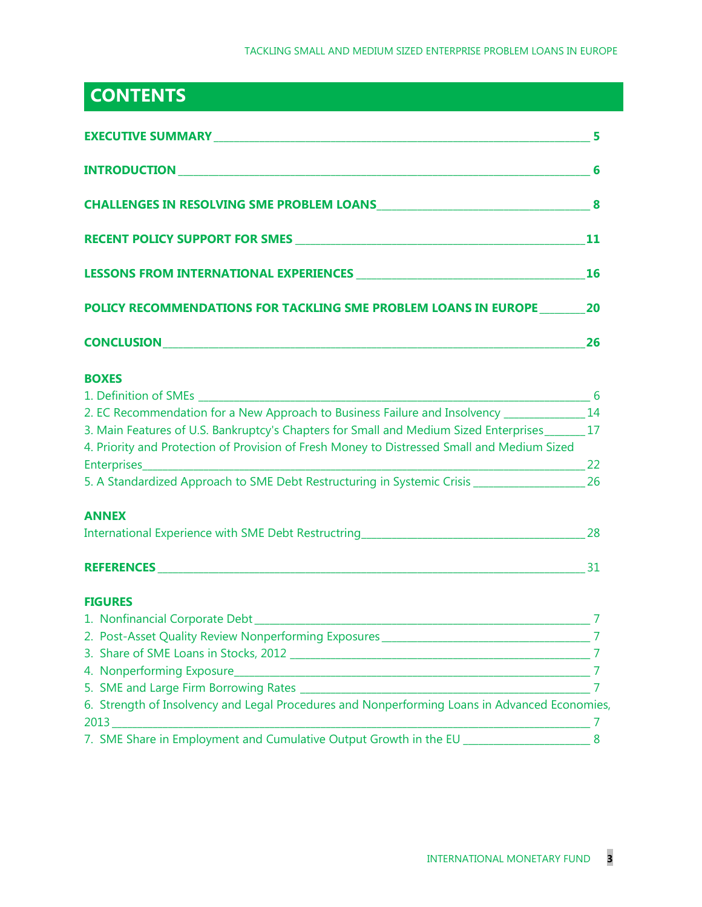# CONTENTS

**EXECUTIVE SUMMARY** 5

**INTRODUCTION** 6

**CHALLENGES IN RESOLVING SME PROBLEM LOANS** 8

**RECENT POLICY SUPPORT FOR SMES** 11

**LESSONS FROM INTERNATIONAL EXPERIENCES** 16

**POLICY RECOMMENDATIONS FOR TACKLING SME PROBLEM LOANS IN EUROPE** 20

**CONCLUSION** 26

**BOXES**

1. Definition of SMEs 6
2. EC Recommendation for a New Approach to Business Failure and Insolvency 14
3. Main Features of U.S. Bankruptcy's Chapters for Small and Medium Sized Enterprises 17
4. Priority and Protection of Provision of Fresh Money to Distressed Small and Medium Sized Enterprises 22
5. A Standardized Approach to SME Debt Restructuring in Systemic Crisis 26

**ANNEX**

International Experience with SME Debt Restructring 28

**REFERENCES** 31

**FIGURES**

1. Nonfinancial Corporate Debt 7
2. Post-Asset Quality Review Nonperforming Exposures 7
3. Share of SME Loans in Stocks, 2012 7
4. Nonperforming Exposure 7
5. SME and Large Firm Borrowing Rates 7
6. Strength of Insolvency and Legal Procedures and Nonperforming Loans in Advanced Economies, 2013 7
7. SME Share in Employment and Cumulative Output Growth in the EU 8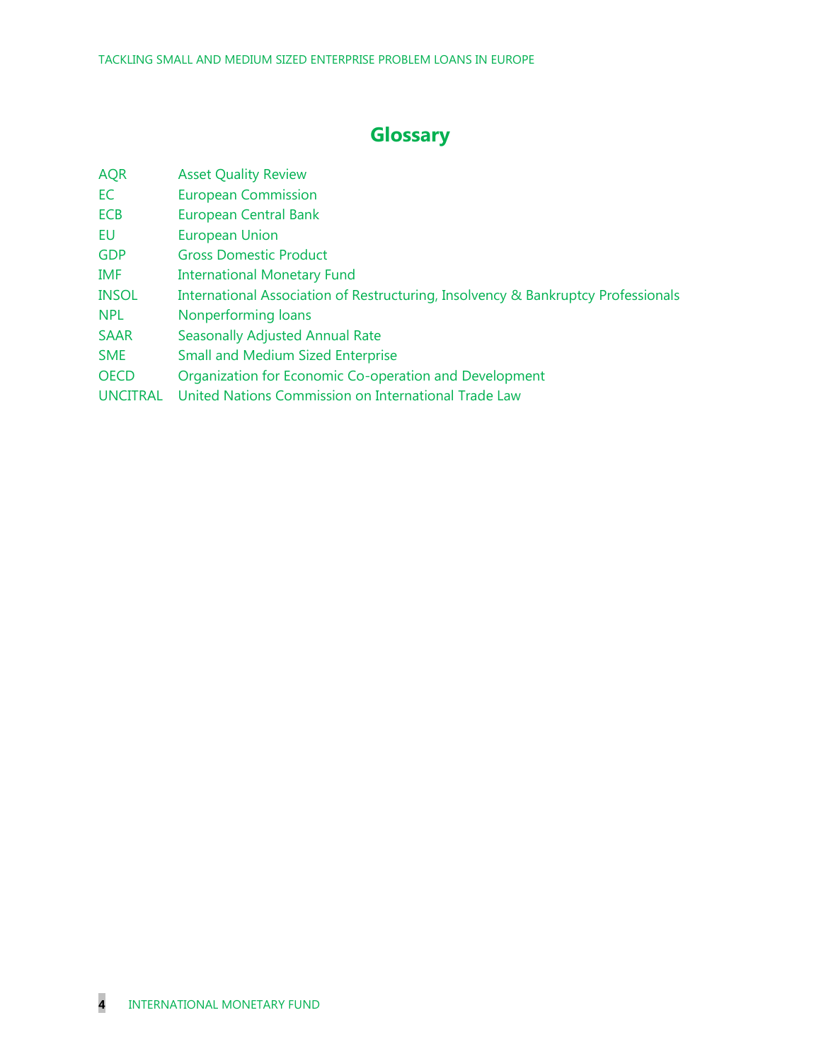# Glossary

| | |
|---|---|
| AQR | Asset Quality Review |
| EC | European Commission |
| ECB | European Central Bank |
| EU | European Union |
| GDP | Gross Domestic Product |
| IMF | International Monetary Fund |
| INSOL | International Association of Restructuring, Insolvency & Bankruptcy Professionals |
| NPL | Nonperforming loans |
| SAAR | Seasonally Adjusted Annual Rate |
| SME | Small and Medium Sized Enterprise |
| OECD | Organization for Economic Co-operation and Development |
| UNCITRAL | United Nations Commission on International Trade Law |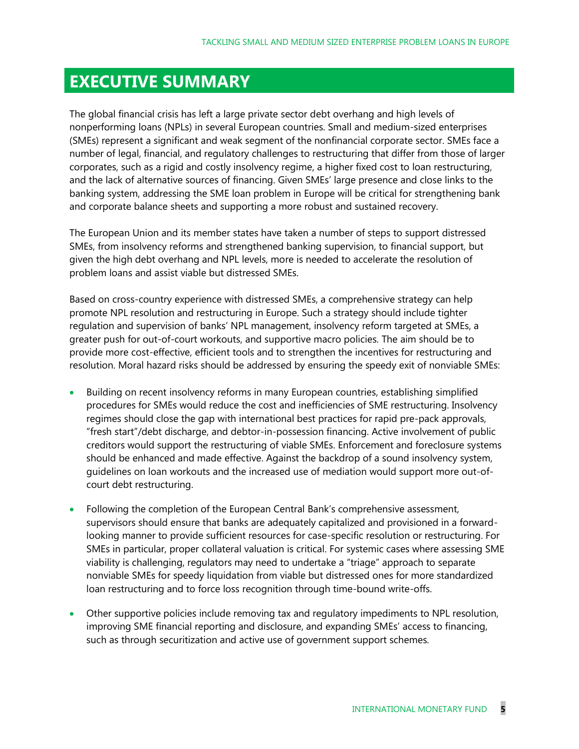# EXECUTIVE SUMMARY

The global financial crisis has left a large private sector debt overhang and high levels of nonperforming loans (NPLs) in several European countries. Small and medium-sized enterprises (SMEs) represent a significant and weak segment of the nonfinancial corporate sector. SMEs face a number of legal, financial, and regulatory challenges to restructuring that differ from those of larger corporates, such as a rigid and costly insolvency regime, a higher fixed cost to loan restructuring, and the lack of alternative sources of financing. Given SMEs' large presence and close links to the banking system, addressing the SME loan problem in Europe will be critical for strengthening bank and corporate balance sheets and supporting a more robust and sustained recovery.

The European Union and its member states have taken a number of steps to support distressed SMEs, from insolvency reforms and strengthened banking supervision, to financial support, but given the high debt overhang and NPL levels, more is needed to accelerate the resolution of problem loans and assist viable but distressed SMEs.

Based on cross-country experience with distressed SMEs, a comprehensive strategy can help promote NPL resolution and restructuring in Europe. Such a strategy should include tighter regulation and supervision of banks' NPL management, insolvency reform targeted at SMEs, a greater push for out-of-court workouts, and supportive macro policies. The aim should be to provide more cost-effective, efficient tools and to strengthen the incentives for restructuring and resolution. Moral hazard risks should be addressed by ensuring the speedy exit of nonviable SMEs:

- Building on recent insolvency reforms in many European countries, establishing simplified procedures for SMEs would reduce the cost and inefficiencies of SME restructuring. Insolvency regimes should close the gap with international best practices for rapid pre-pack approvals, "fresh start"/debt discharge, and debtor-in-possession financing. Active involvement of public creditors would support the restructuring of viable SMEs. Enforcement and foreclosure systems should be enhanced and made effective. Against the backdrop of a sound insolvency system, guidelines on loan workouts and the increased use of mediation would support more out-of-court debt restructuring.

- Following the completion of the European Central Bank's comprehensive assessment, supervisors should ensure that banks are adequately capitalized and provisioned in a forward-looking manner to provide sufficient resources for case-specific resolution or restructuring. For SMEs in particular, proper collateral valuation is critical. For systemic cases where assessing SME viability is challenging, regulators may need to undertake a "triage" approach to separate nonviable SMEs for speedy liquidation from viable but distressed ones for more standardized loan restructuring and to force loss recognition through time-bound write-offs.

- Other supportive policies include removing tax and regulatory impediments to NPL resolution, improving SME financial reporting and disclosure, and expanding SMEs' access to financing, such as through securitization and active use of government support schemes.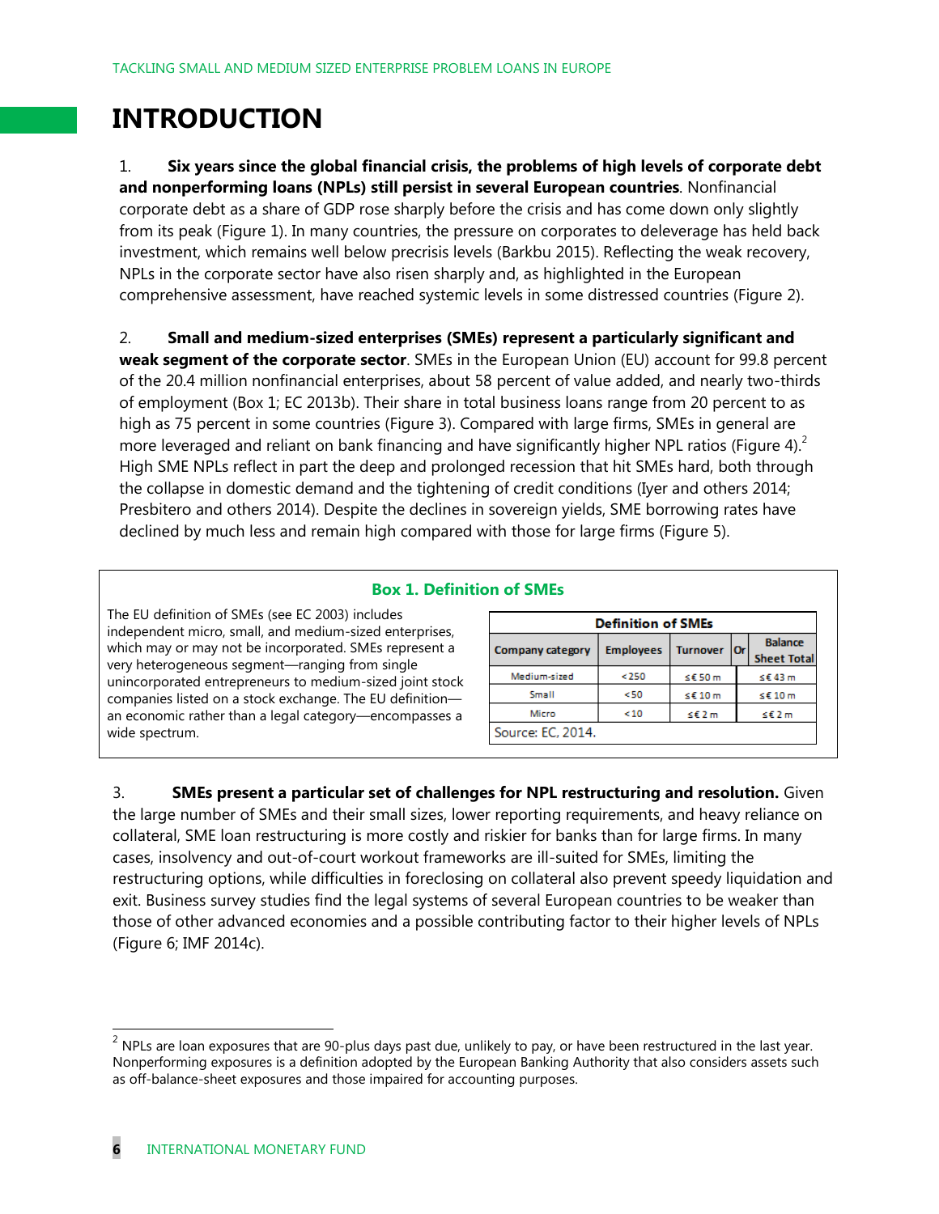# INTRODUCTION

1. **Six years since the global financial crisis, the problems of high levels of corporate debt and nonperforming loans (NPLs) still persist in several European countries**. Nonfinancial corporate debt as a share of GDP rose sharply before the crisis and has come down only slightly from its peak (Figure 1). In many countries, the pressure on corporates to deleverage has held back investment, which remains well below precrisis levels (Barkbu 2015). Reflecting the weak recovery, NPLs in the corporate sector have also risen sharply and, as highlighted in the European comprehensive assessment, have reached systemic levels in some distressed countries (Figure 2).

2. **Small and medium-sized enterprises (SMEs) represent a particularly significant and weak segment of the corporate sector**. SMEs in the European Union (EU) account for 99.8 percent of the 20.4 million nonfinancial enterprises, about 58 percent of value added, and nearly two-thirds of employment (Box 1; EC 2013b). Their share in total business loans range from 20 percent to as high as 75 percent in some countries (Figure 3). Compared with large firms, SMEs in general are more leveraged and reliant on bank financing and have significantly higher NPL ratios (Figure 4).[2] High SME NPLs reflect in part the deep and prolonged recession that hit SMEs hard, both through the collapse in domestic demand and the tightening of credit conditions (Iyer and others 2014; Presbitero and others 2014). Despite the declines in sovereign yields, SME borrowing rates have declined by much less and remain high compared with those for large firms (Figure 5).

### Box 1. Definition of SMEs

The EU definition of SMEs (see EC 2003) includes independent micro, small, and medium-sized enterprises, which may or may not be incorporated. SMEs represent a very heterogeneous segment—ranging from single unincorporated entrepreneurs to medium-sized joint stock companies listed on a stock exchange. The EU definition—an economic rather than a legal category—encompasses a wide spectrum.

**Definition of SMEs**

| Company category | Employees | Turnover | Or | Balance Sheet Total |
|---|---|---|---|---|
| Medium-sized | < 250 | ≤ € 50 m | | ≤ € 43 m |
| Small | < 50 | ≤ € 10 m | | ≤ € 10 m |
| Micro | < 10 | ≤ € 2 m | | ≤ € 2 m |

Source: EC, 2014.

3. **SMEs present a particular set of challenges for NPL restructuring and resolution.** Given the large number of SMEs and their small sizes, lower reporting requirements, and heavy reliance on collateral, SME loan restructuring is more costly and riskier for banks than for large firms. In many cases, insolvency and out-of-court workout frameworks are ill-suited for SMEs, limiting the restructuring options, while difficulties in foreclosing on collateral also prevent speedy liquidation and exit. Business survey studies find the legal systems of several European countries to be weaker than those of other advanced economies and a possible contributing factor to their higher levels of NPLs (Figure 6; IMF 2014c).

---

[2] NPLs are loan exposures that are 90-plus days past due, unlikely to pay, or have been restructured in the last year. Nonperforming exposures is a definition adopted by the European Banking Authority that also considers assets such as off-balance-sheet exposures and those impaired for accounting purposes.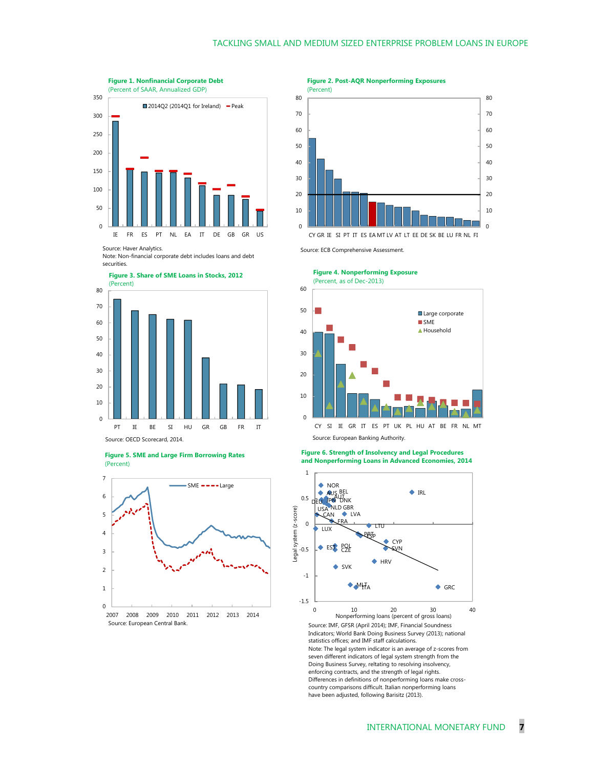**Figure 1. Nonfinancial Corporate Debt**
(Percent of SAAR, Annualized GDP)

Source: Haver Analytics.
Note: Non-financial corporate debt includes loans and debt securities.

**Figure 2. Post-AQR Nonperforming Exposures**
(Percent)

Source: ECB Comprehensive Assessment.

**Figure 3. Share of SME Loans in Stocks, 2012**
(Percent)

Source: OECD Scorecard, 2014.

**Figure 4. Nonperforming Exposure**
(Percent, as of Dec-2013)

Source: European Banking Authority.

**Figure 5. SME and Large Firm Borrowing Rates**
(Percent)

Source: European Central Bank.

**Figure 6. Strength of Insolvency and Legal Procedures and Nonperforming Loans in Advanced Economies, 2014**

Source: IMF, GFSR (April 2014); IMF, Financial Soundness Indicators; World Bank Doing Business Survey (2013); national statistics offices; and IMF staff calculations.
Note: The legal system indicator is an average of z-scores from seven different indicators of legal system strength from the Doing Business Survey, reltating to resolving insolvency, enforcing contracts, and the strength of legal rights. Differences in definitions of nonperforming loans make cross-country comparisons difficult. Italian nonperforming loans have been adjusted, following Barisitz (2013).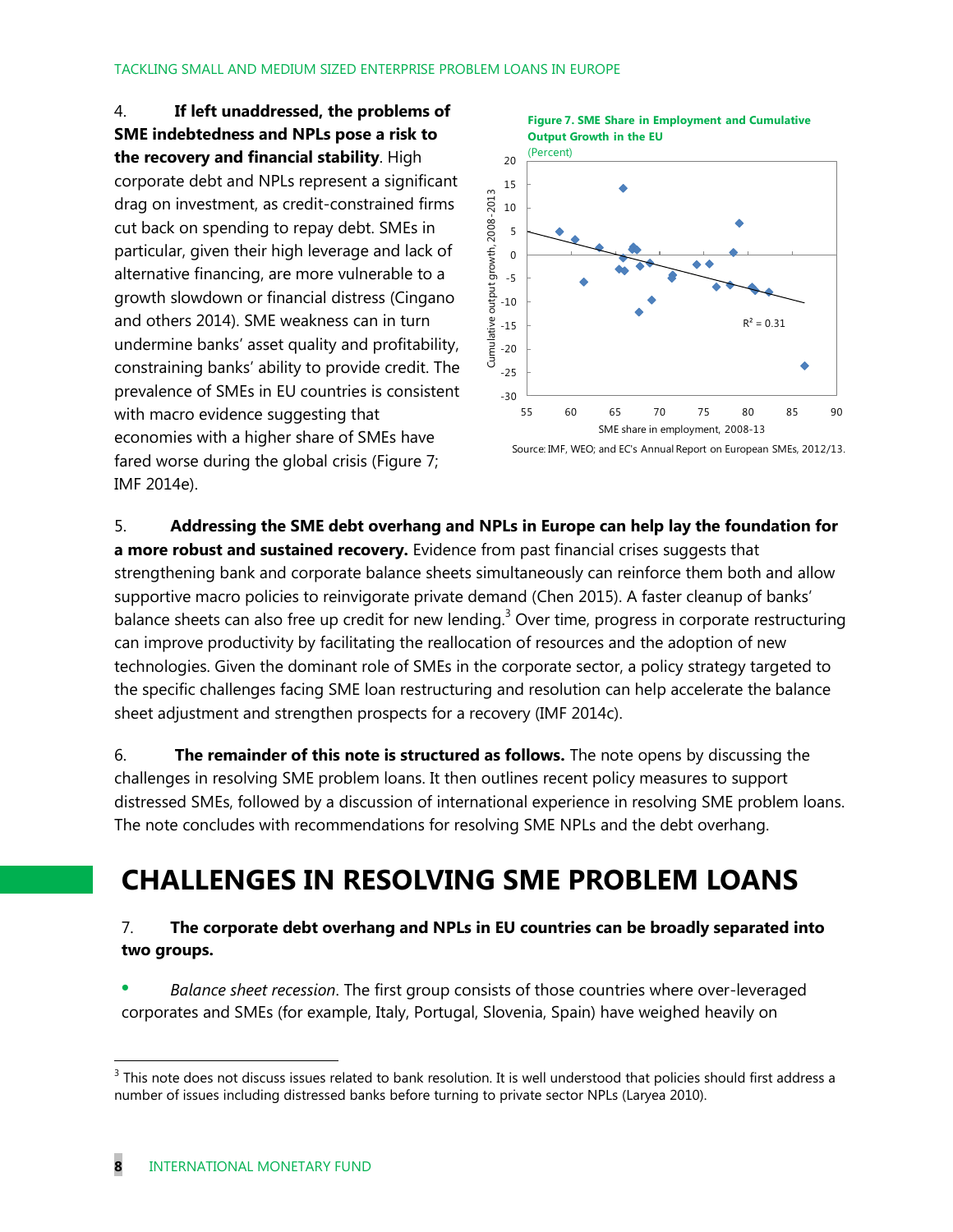4. **If left unaddressed, the problems of SME indebtedness and NPLs pose a risk to the recovery and financial stability**. High corporate debt and NPLs represent a significant drag on investment, as credit-constrained firms cut back on spending to repay debt. SMEs in particular, given their high leverage and lack of alternative financing, are more vulnerable to a growth slowdown or financial distress (Cingano and others 2014). SME weakness can in turn undermine banks' asset quality and profitability, constraining banks' ability to provide credit. The prevalence of SMEs in EU countries is consistent with macro evidence suggesting that economies with a higher share of SMEs have fared worse during the global crisis (Figure 7; IMF 2014e).

**Figure 7. SME Share in Employment and Cumulative Output Growth in the EU**
(Percent)

Source: IMF, WEO; and EC's Annual Report on European SMEs, 2012/13.

5. **Addressing the SME debt overhang and NPLs in Europe can help lay the foundation for a more robust and sustained recovery.** Evidence from past financial crises suggests that strengthening bank and corporate balance sheets simultaneously can reinforce them both and allow supportive macro policies to reinvigorate private demand (Chen 2015). A faster cleanup of banks' balance sheets can also free up credit for new lending.[3] Over time, progress in corporate restructuring can improve productivity by facilitating the reallocation of resources and the adoption of new technologies. Given the dominant role of SMEs in the corporate sector, a policy strategy targeted to the specific challenges facing SME loan restructuring and resolution can help accelerate the balance sheet adjustment and strengthen prospects for a recovery (IMF 2014c).

6. **The remainder of this note is structured as follows.** The note opens by discussing the challenges in resolving SME problem loans. It then outlines recent policy measures to support distressed SMEs, followed by a discussion of international experience in resolving SME problem loans. The note concludes with recommendations for resolving SME NPLs and the debt overhang.

# CHALLENGES IN RESOLVING SME PROBLEM LOANS

7. **The corporate debt overhang and NPLs in EU countries can be broadly separated into two groups.**

- *Balance sheet recession*. The first group consists of those countries where over-leveraged corporates and SMEs (for example, Italy, Portugal, Slovenia, Spain) have weighed heavily on

---

[3] This note does not discuss issues related to bank resolution. It is well understood that policies should first address a number of issues including distressed banks before turning to private sector NPLs (Laryea 2010).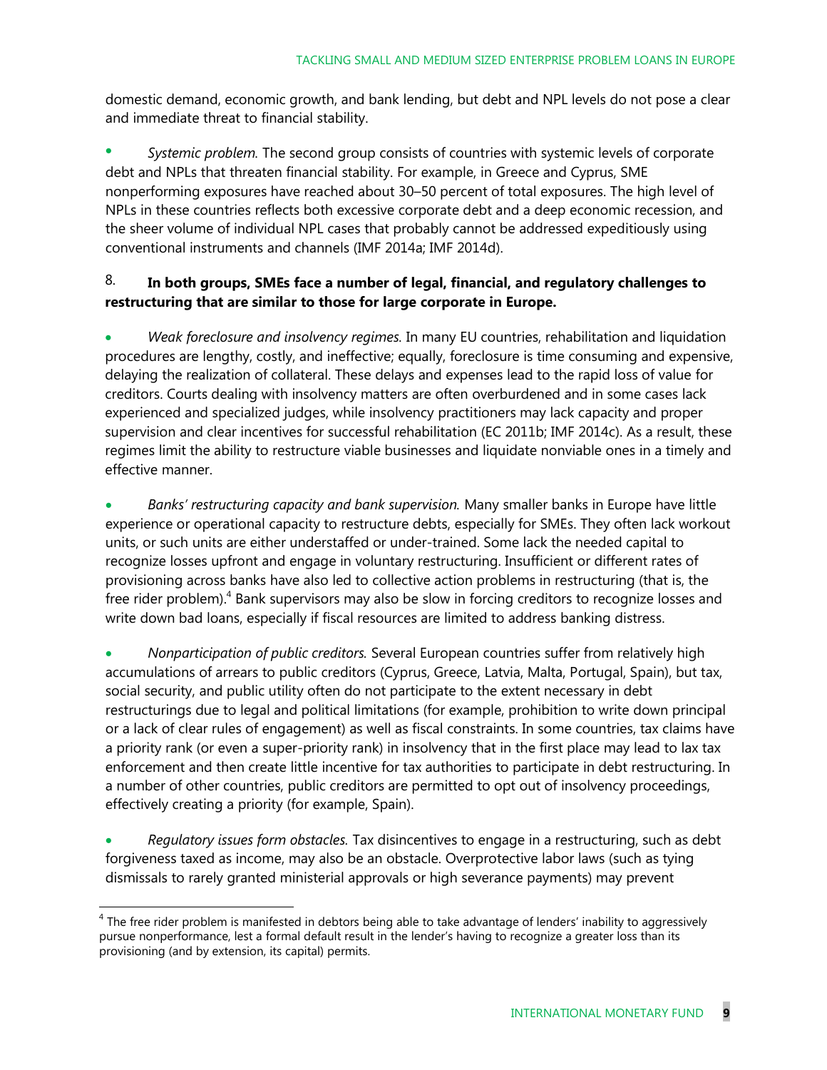domestic demand, economic growth, and bank lending, but debt and NPL levels do not pose a clear and immediate threat to financial stability.

- *Systemic problem.* The second group consists of countries with systemic levels of corporate debt and NPLs that threaten financial stability. For example, in Greece and Cyprus, SME nonperforming exposures have reached about 30–50 percent of total exposures. The high level of NPLs in these countries reflects both excessive corporate debt and a deep economic recession, and the sheer volume of individual NPL cases that probably cannot be addressed expeditiously using conventional instruments and channels (IMF 2014a; IMF 2014d).

8. **In both groups, SMEs face a number of legal, financial, and regulatory challenges to restructuring that are similar to those for large corporate in Europe.**

- *Weak foreclosure and insolvency regimes.* In many EU countries, rehabilitation and liquidation procedures are lengthy, costly, and ineffective; equally, foreclosure is time consuming and expensive, delaying the realization of collateral. These delays and expenses lead to the rapid loss of value for creditors. Courts dealing with insolvency matters are often overburdened and in some cases lack experienced and specialized judges, while insolvency practitioners may lack capacity and proper supervision and clear incentives for successful rehabilitation (EC 2011b; IMF 2014c). As a result, these regimes limit the ability to restructure viable businesses and liquidate nonviable ones in a timely and effective manner.

- *Banks' restructuring capacity and bank supervision.* Many smaller banks in Europe have little experience or operational capacity to restructure debts, especially for SMEs. They often lack workout units, or such units are either understaffed or under-trained. Some lack the needed capital to recognize losses upfront and engage in voluntary restructuring. Insufficient or different rates of provisioning across banks have also led to collective action problems in restructuring (that is, the free rider problem).[4] Bank supervisors may also be slow in forcing creditors to recognize losses and write down bad loans, especially if fiscal resources are limited to address banking distress.

- *Nonparticipation of public creditors.* Several European countries suffer from relatively high accumulations of arrears to public creditors (Cyprus, Greece, Latvia, Malta, Portugal, Spain), but tax, social security, and public utility often do not participate to the extent necessary in debt restructurings due to legal and political limitations (for example, prohibition to write down principal or a lack of clear rules of engagement) as well as fiscal constraints. In some countries, tax claims have a priority rank (or even a super-priority rank) in insolvency that in the first place may lead to lax tax enforcement and then create little incentive for tax authorities to participate in debt restructuring. In a number of other countries, public creditors are permitted to opt out of insolvency proceedings, effectively creating a priority (for example, Spain).

- *Regulatory issues form obstacles.* Tax disincentives to engage in a restructuring, such as debt forgiveness taxed as income, may also be an obstacle. Overprotective labor laws (such as tying dismissals to rarely granted ministerial approvals or high severance payments) may prevent

---

[4] The free rider problem is manifested in debtors being able to take advantage of lenders' inability to aggressively pursue nonperformance, lest a formal default result in the lender's having to recognize a greater loss than its provisioning (and by extension, its capital) permits.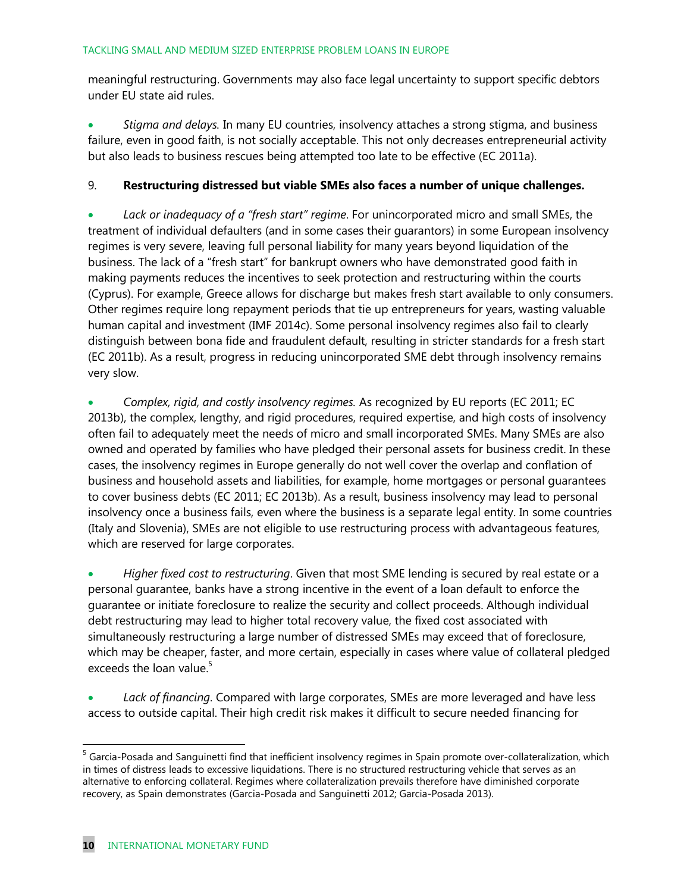meaningful restructuring. Governments may also face legal uncertainty to support specific debtors under EU state aid rules.

- *Stigma and delays*. In many EU countries, insolvency attaches a strong stigma, and business failure, even in good faith, is not socially acceptable. This not only decreases entrepreneurial activity but also leads to business rescues being attempted too late to be effective (EC 2011a).

9. **Restructuring distressed but viable SMEs also faces a number of unique challenges.**

- *Lack or inadequacy of a "fresh start" regime*. For unincorporated micro and small SMEs, the treatment of individual defaulters (and in some cases their guarantors) in some European insolvency regimes is very severe, leaving full personal liability for many years beyond liquidation of the business. The lack of a "fresh start" for bankrupt owners who have demonstrated good faith in making payments reduces the incentives to seek protection and restructuring within the courts (Cyprus). For example, Greece allows for discharge but makes fresh start available to only consumers. Other regimes require long repayment periods that tie up entrepreneurs for years, wasting valuable human capital and investment (IMF 2014c). Some personal insolvency regimes also fail to clearly distinguish between bona fide and fraudulent default, resulting in stricter standards for a fresh start (EC 2011b). As a result, progress in reducing unincorporated SME debt through insolvency remains very slow.

- *Complex, rigid, and costly insolvency regimes*. As recognized by EU reports (EC 2011; EC 2013b), the complex, lengthy, and rigid procedures, required expertise, and high costs of insolvency often fail to adequately meet the needs of micro and small incorporated SMEs. Many SMEs are also owned and operated by families who have pledged their personal assets for business credit. In these cases, the insolvency regimes in Europe generally do not well cover the overlap and conflation of business and household assets and liabilities, for example, home mortgages or personal guarantees to cover business debts (EC 2011; EC 2013b). As a result, business insolvency may lead to personal insolvency once a business fails, even where the business is a separate legal entity. In some countries (Italy and Slovenia), SMEs are not eligible to use restructuring process with advantageous features, which are reserved for large corporates.

- *Higher fixed cost to restructuring*. Given that most SME lending is secured by real estate or a personal guarantee, banks have a strong incentive in the event of a loan default to enforce the guarantee or initiate foreclosure to realize the security and collect proceeds. Although individual debt restructuring may lead to higher total recovery value, the fixed cost associated with simultaneously restructuring a large number of distressed SMEs may exceed that of foreclosure, which may be cheaper, faster, and more certain, especially in cases where value of collateral pledged exceeds the loan value.[5]

- *Lack of financing*. Compared with large corporates, SMEs are more leveraged and have less access to outside capital. Their high credit risk makes it difficult to secure needed financing for

[5] Garcia-Posada and Sanguinetti find that inefficient insolvency regimes in Spain promote over-collateralization, which in times of distress leads to excessive liquidations. There is no structured restructuring vehicle that serves as an alternative to enforcing collateral. Regimes where collateralization prevails therefore have diminished corporate recovery, as Spain demonstrates (Garcia-Posada and Sanguinetti 2012; Garcia-Posada 2013).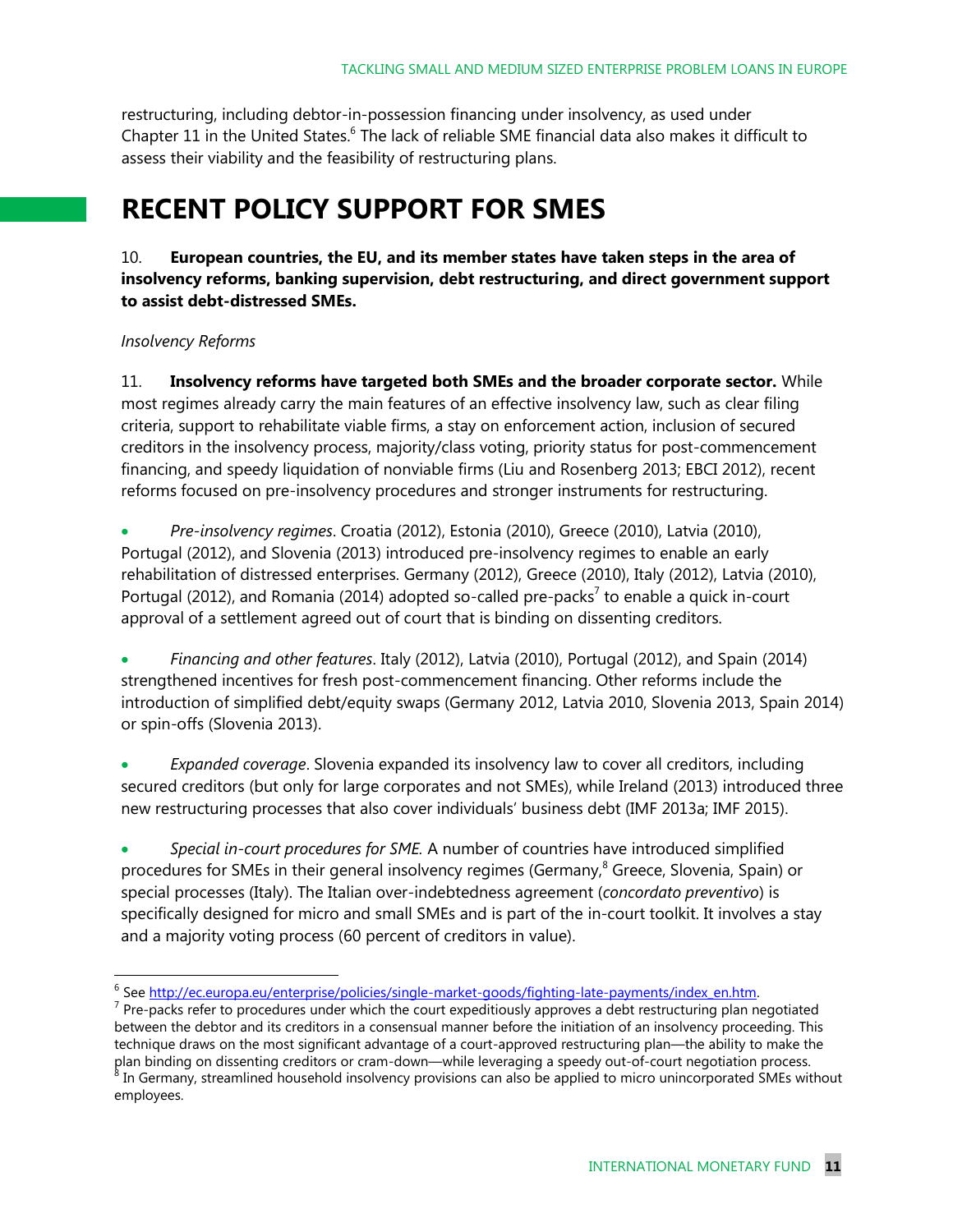restructuring, including debtor-in-possession financing under insolvency, as used under Chapter 11 in the United States.[6] The lack of reliable SME financial data also makes it difficult to assess their viability and the feasibility of restructuring plans.

## RECENT POLICY SUPPORT FOR SMES

10. **European countries, the EU, and its member states have taken steps in the area of insolvency reforms, banking supervision, debt restructuring, and direct government support to assist debt-distressed SMEs.**

*Insolvency Reforms*

11. **Insolvency reforms have targeted both SMEs and the broader corporate sector.** While most regimes already carry the main features of an effective insolvency law, such as clear filing criteria, support to rehabilitate viable firms, a stay on enforcement action, inclusion of secured creditors in the insolvency process, majority/class voting, priority status for post-commencement financing, and speedy liquidation of nonviable firms (Liu and Rosenberg 2013; EBCI 2012), recent reforms focused on pre-insolvency procedures and stronger instruments for restructuring.

- *Pre-insolvency regimes*. Croatia (2012), Estonia (2010), Greece (2010), Latvia (2010), Portugal (2012), and Slovenia (2013) introduced pre-insolvency regimes to enable an early rehabilitation of distressed enterprises. Germany (2012), Greece (2010), Italy (2012), Latvia (2010), Portugal (2012), and Romania (2014) adopted so-called pre-packs[7] to enable a quick in-court approval of a settlement agreed out of court that is binding on dissenting creditors.

- *Financing and other features*. Italy (2012), Latvia (2010), Portugal (2012), and Spain (2014) strengthened incentives for fresh post-commencement financing. Other reforms include the introduction of simplified debt/equity swaps (Germany 2012, Latvia 2010, Slovenia 2013, Spain 2014) or spin-offs (Slovenia 2013).

- *Expanded coverage*. Slovenia expanded its insolvency law to cover all creditors, including secured creditors (but only for large corporates and not SMEs), while Ireland (2013) introduced three new restructuring processes that also cover individuals' business debt (IMF 2013a; IMF 2015).

- *Special in-court procedures for SME.* A number of countries have introduced simplified procedures for SMEs in their general insolvency regimes (Germany,[8] Greece, Slovenia, Spain) or special processes (Italy). The Italian over-indebtedness agreement (*concordato preventivo*) is specifically designed for micro and small SMEs and is part of the in-court toolkit. It involves a stay and a majority voting process (60 percent of creditors in value).

---

[6] See http://ec.europa.eu/enterprise/policies/single-market-goods/fighting-late-payments/index_en.htm.

[7] Pre-packs refer to procedures under which the court expeditiously approves a debt restructuring plan negotiated between the debtor and its creditors in a consensual manner before the initiation of an insolvency proceeding. This technique draws on the most significant advantage of a court-approved restructuring plan—the ability to make the plan binding on dissenting creditors or cram-down—while leveraging a speedy out-of-court negotiation process.

[8] In Germany, streamlined household insolvency provisions can also be applied to micro unincorporated SMEs without employees.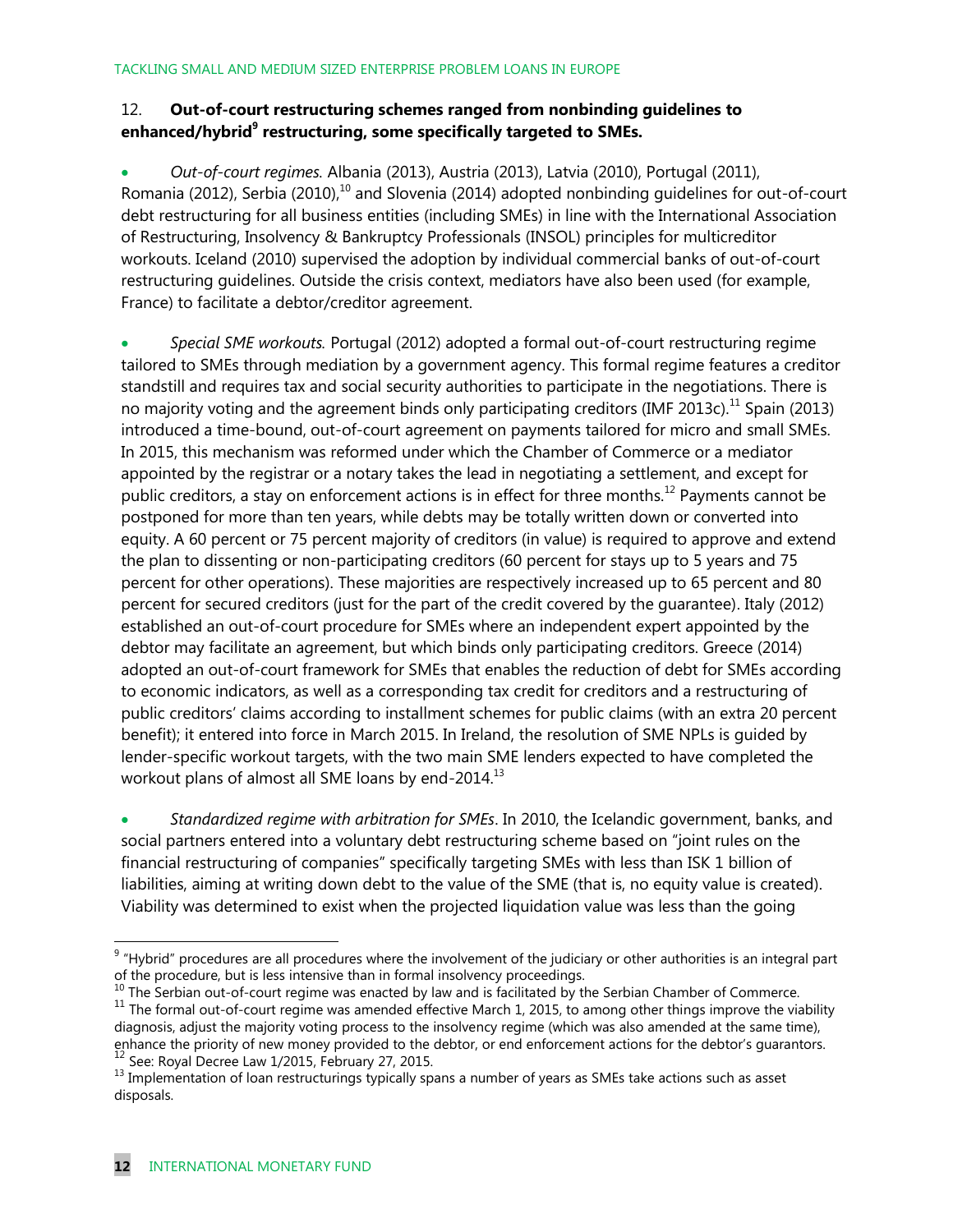12. **Out-of-court restructuring schemes ranged from nonbinding guidelines to enhanced/hybrid[9] restructuring, some specifically targeted to SMEs.**

- *Out-of-court regimes.* Albania (2013), Austria (2013), Latvia (2010), Portugal (2011), Romania (2012), Serbia (2010),[10] and Slovenia (2014) adopted nonbinding guidelines for out-of-court debt restructuring for all business entities (including SMEs) in line with the International Association of Restructuring, Insolvency & Bankruptcy Professionals (INSOL) principles for multicreditor workouts. Iceland (2010) supervised the adoption by individual commercial banks of out-of-court restructuring guidelines. Outside the crisis context, mediators have also been used (for example, France) to facilitate a debtor/creditor agreement.

- *Special SME workouts.* Portugal (2012) adopted a formal out-of-court restructuring regime tailored to SMEs through mediation by a government agency. This formal regime features a creditor standstill and requires tax and social security authorities to participate in the negotiations. There is no majority voting and the agreement binds only participating creditors (IMF 2013c).[11] Spain (2013) introduced a time-bound, out-of-court agreement on payments tailored for micro and small SMEs. In 2015, this mechanism was reformed under which the Chamber of Commerce or a mediator appointed by the registrar or a notary takes the lead in negotiating a settlement, and except for public creditors, a stay on enforcement actions is in effect for three months.[12] Payments cannot be postponed for more than ten years, while debts may be totally written down or converted into equity. A 60 percent or 75 percent majority of creditors (in value) is required to approve and extend the plan to dissenting or non-participating creditors (60 percent for stays up to 5 years and 75 percent for other operations). These majorities are respectively increased up to 65 percent and 80 percent for secured creditors (just for the part of the credit covered by the guarantee). Italy (2012) established an out-of-court procedure for SMEs where an independent expert appointed by the debtor may facilitate an agreement, but which binds only participating creditors. Greece (2014) adopted an out-of-court framework for SMEs that enables the reduction of debt for SMEs according to economic indicators, as well as a corresponding tax credit for creditors and a restructuring of public creditors' claims according to installment schemes for public claims (with an extra 20 percent benefit); it entered into force in March 2015. In Ireland, the resolution of SME NPLs is guided by lender-specific workout targets, with the two main SME lenders expected to have completed the workout plans of almost all SME loans by end-2014.[13]

- *Standardized regime with arbitration for SMEs*. In 2010, the Icelandic government, banks, and social partners entered into a voluntary debt restructuring scheme based on "joint rules on the financial restructuring of companies" specifically targeting SMEs with less than ISK 1 billion of liabilities, aiming at writing down debt to the value of the SME (that is, no equity value is created). Viability was determined to exist when the projected liquidation value was less than the going

---

[9] "Hybrid" procedures are all procedures where the involvement of the judiciary or other authorities is an integral part of the procedure, but is less intensive than in formal insolvency proceedings.

[10] The Serbian out-of-court regime was enacted by law and is facilitated by the Serbian Chamber of Commerce.

[11] The formal out-of-court regime was amended effective March 1, 2015, to among other things improve the viability diagnosis, adjust the majority voting process to the insolvency regime (which was also amended at the same time), enhance the priority of new money provided to the debtor, or end enforcement actions for the debtor's guarantors.

[12] See: Royal Decree Law 1/2015, February 27, 2015.

[13] Implementation of loan restructurings typically spans a number of years as SMEs take actions such as asset disposals.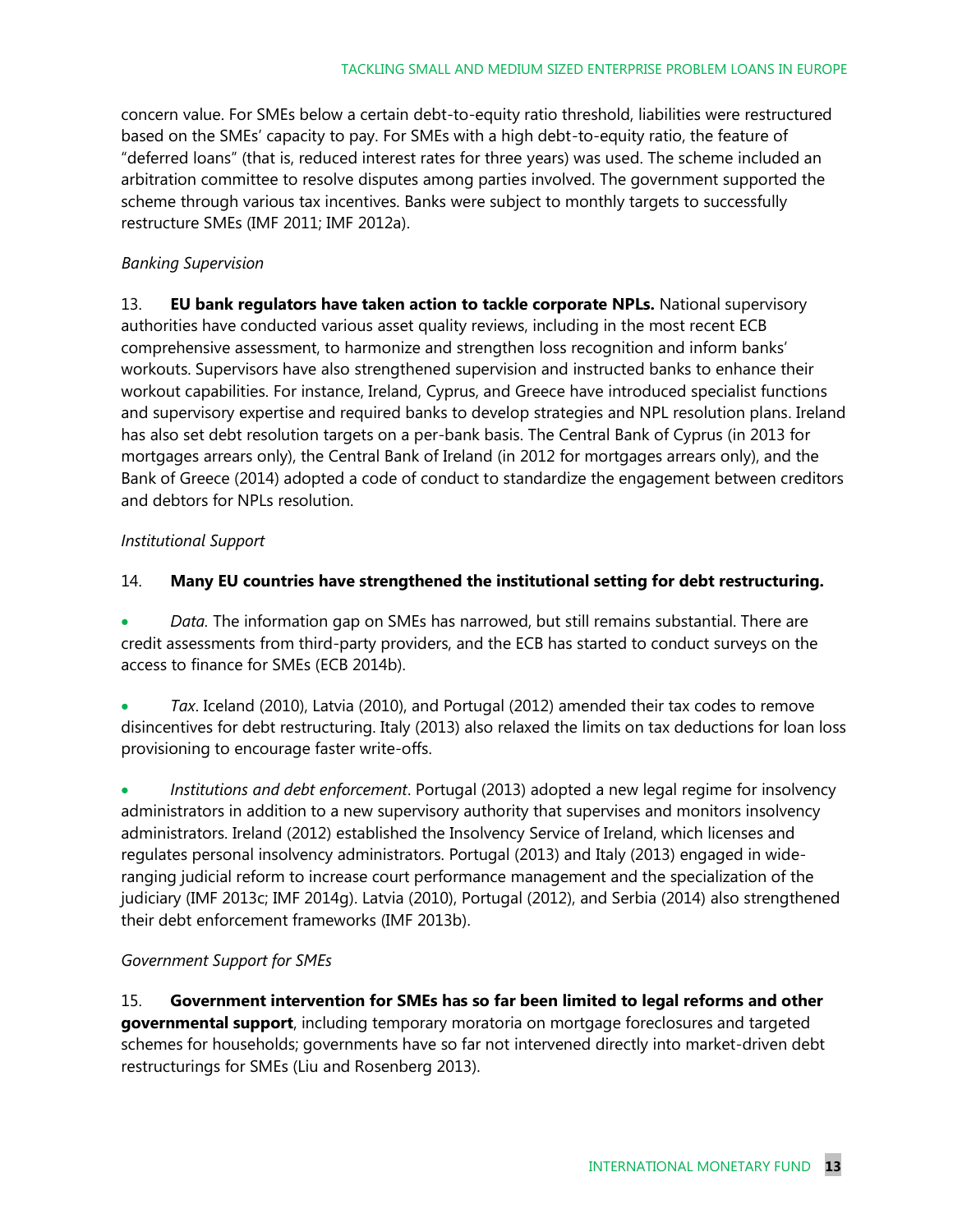concern value. For SMEs below a certain debt-to-equity ratio threshold, liabilities were restructured based on the SMEs' capacity to pay. For SMEs with a high debt-to-equity ratio, the feature of "deferred loans" (that is, reduced interest rates for three years) was used. The scheme included an arbitration committee to resolve disputes among parties involved. The government supported the scheme through various tax incentives. Banks were subject to monthly targets to successfully restructure SMEs (IMF 2011; IMF 2012a).

*Banking Supervision*

13. **EU bank regulators have taken action to tackle corporate NPLs.** National supervisory authorities have conducted various asset quality reviews, including in the most recent ECB comprehensive assessment, to harmonize and strengthen loss recognition and inform banks' workouts. Supervisors have also strengthened supervision and instructed banks to enhance their workout capabilities. For instance, Ireland, Cyprus, and Greece have introduced specialist functions and supervisory expertise and required banks to develop strategies and NPL resolution plans. Ireland has also set debt resolution targets on a per-bank basis. The Central Bank of Cyprus (in 2013 for mortgages arrears only), the Central Bank of Ireland (in 2012 for mortgages arrears only), and the Bank of Greece (2014) adopted a code of conduct to standardize the engagement between creditors and debtors for NPLs resolution.

*Institutional Support*

14. **Many EU countries have strengthened the institutional setting for debt restructuring.**

- *Data.* The information gap on SMEs has narrowed, but still remains substantial. There are credit assessments from third-party providers, and the ECB has started to conduct surveys on the access to finance for SMEs (ECB 2014b).

- *Tax*. Iceland (2010), Latvia (2010), and Portugal (2012) amended their tax codes to remove disincentives for debt restructuring. Italy (2013) also relaxed the limits on tax deductions for loan loss provisioning to encourage faster write-offs.

- *Institutions and debt enforcement*. Portugal (2013) adopted a new legal regime for insolvency administrators in addition to a new supervisory authority that supervises and monitors insolvency administrators. Ireland (2012) established the Insolvency Service of Ireland, which licenses and regulates personal insolvency administrators. Portugal (2013) and Italy (2013) engaged in wide-ranging judicial reform to increase court performance management and the specialization of the judiciary (IMF 2013c; IMF 2014g). Latvia (2010), Portugal (2012), and Serbia (2014) also strengthened their debt enforcement frameworks (IMF 2013b).

*Government Support for SMEs*

15. **Government intervention for SMEs has so far been limited to legal reforms and other governmental support**, including temporary moratoria on mortgage foreclosures and targeted schemes for households; governments have so far not intervened directly into market-driven debt restructurings for SMEs (Liu and Rosenberg 2013).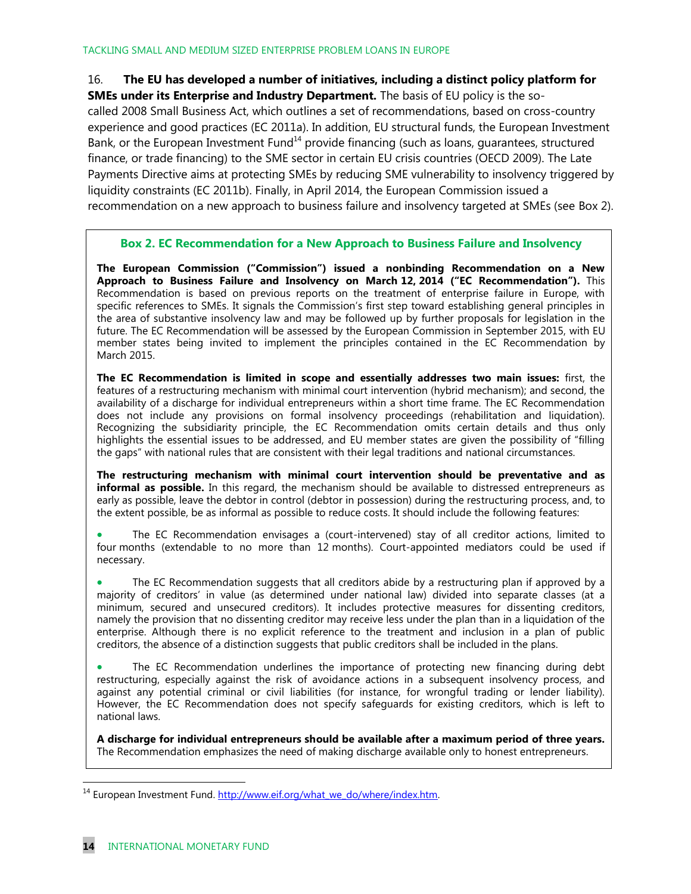16. **The EU has developed a number of initiatives, including a distinct policy platform for SMEs under its Enterprise and Industry Department.** The basis of EU policy is the so-called 2008 Small Business Act, which outlines a set of recommendations, based on cross-country experience and good practices (EC 2011a). In addition, EU structural funds, the European Investment Bank, or the European Investment Fund[14] provide financing (such as loans, guarantees, structured finance, or trade financing) to the SME sector in certain EU crisis countries (OECD 2009). The Late Payments Directive aims at protecting SMEs by reducing SME vulnerability to insolvency triggered by liquidity constraints (EC 2011b). Finally, in April 2014, the European Commission issued a recommendation on a new approach to business failure and insolvency targeted at SMEs (see Box 2).

### Box 2. EC Recommendation for a New Approach to Business Failure and Insolvency

**The European Commission ("Commission") issued a nonbinding Recommendation on a New Approach to Business Failure and Insolvency on March 12, 2014 ("EC Recommendation").** This Recommendation is based on previous reports on the treatment of enterprise failure in Europe, with specific references to SMEs. It signals the Commission's first step toward establishing general principles in the area of substantive insolvency law and may be followed up by further proposals for legislation in the future. The EC Recommendation will be assessed by the European Commission in September 2015, with EU member states being invited to implement the principles contained in the EC Recommendation by March 2015.

**The EC Recommendation is limited in scope and essentially addresses two main issues:** first, the features of a restructuring mechanism with minimal court intervention (hybrid mechanism); and second, the availability of a discharge for individual entrepreneurs within a short time frame. The EC Recommendation does not include any provisions on formal insolvency proceedings (rehabilitation and liquidation). Recognizing the subsidiarity principle, the EC Recommendation omits certain details and thus only highlights the essential issues to be addressed, and EU member states are given the possibility of "filling the gaps" with national rules that are consistent with their legal traditions and national circumstances.

**The restructuring mechanism with minimal court intervention should be preventative and as informal as possible.** In this regard, the mechanism should be available to distressed entrepreneurs as early as possible, leave the debtor in control (debtor in possession) during the restructuring process, and, to the extent possible, be as informal as possible to reduce costs. It should include the following features:

- The EC Recommendation envisages a (court-intervened) stay of all creditor actions, limited to four months (extendable to no more than 12 months). Court-appointed mediators could be used if necessary.
- The EC Recommendation suggests that all creditors abide by a restructuring plan if approved by a majority of creditors' in value (as determined under national law) divided into separate classes (at a minimum, secured and unsecured creditors). It includes protective measures for dissenting creditors, namely the provision that no dissenting creditor may receive less under the plan than in a liquidation of the enterprise. Although there is no explicit reference to the treatment and inclusion in a plan of public creditors, the absence of a distinction suggests that public creditors shall be included in the plans.
- The EC Recommendation underlines the importance of protecting new financing during debt restructuring, especially against the risk of avoidance actions in a subsequent insolvency process, and against any potential criminal or civil liabilities (for instance, for wrongful trading or lender liability). However, the EC Recommendation does not specify safeguards for existing creditors, which is left to national laws.

**A discharge for individual entrepreneurs should be available after a maximum period of three years.** The Recommendation emphasizes the need of making discharge available only to honest entrepreneurs.

[14] European Investment Fund. http://www.eif.org/what_we_do/where/index.htm.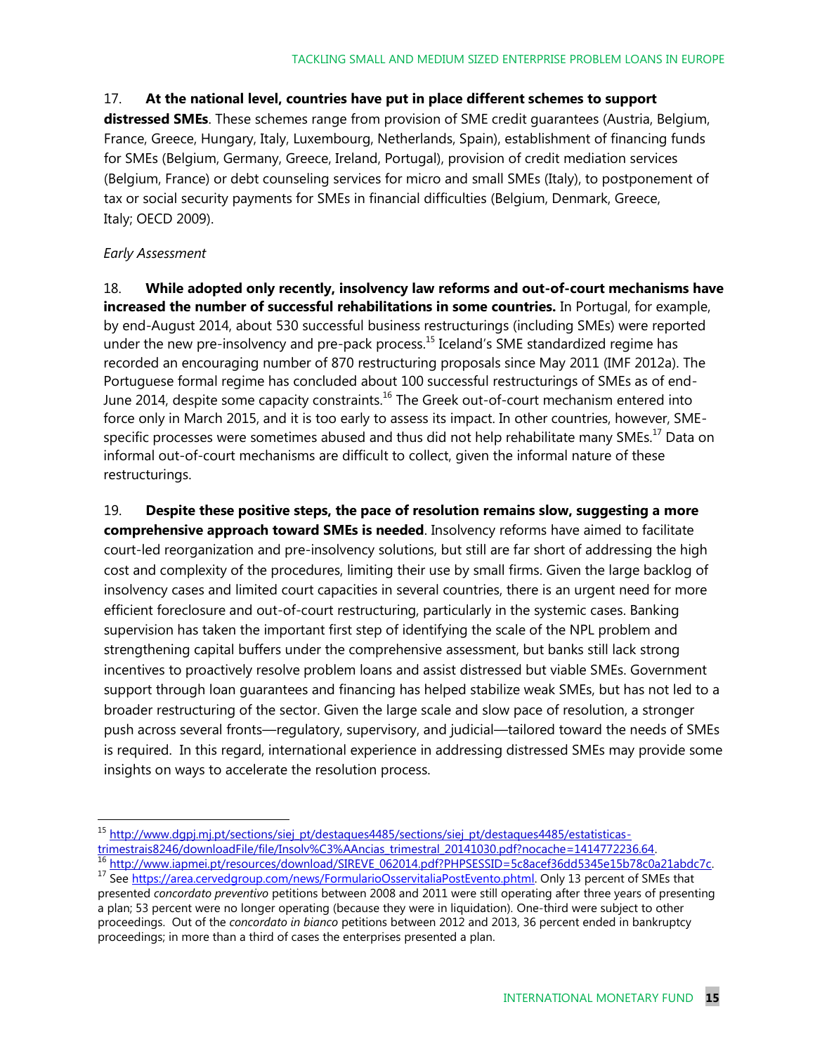17. **At the national level, countries have put in place different schemes to support distressed SMEs**. These schemes range from provision of SME credit guarantees (Austria, Belgium, France, Greece, Hungary, Italy, Luxembourg, Netherlands, Spain), establishment of financing funds for SMEs (Belgium, Germany, Greece, Ireland, Portugal), provision of credit mediation services (Belgium, France) or debt counseling services for micro and small SMEs (Italy), to postponement of tax or social security payments for SMEs in financial difficulties (Belgium, Denmark, Greece, Italy; OECD 2009).

*Early Assessment*

18. **While adopted only recently, insolvency law reforms and out-of-court mechanisms have increased the number of successful rehabilitations in some countries.** In Portugal, for example, by end-August 2014, about 530 successful business restructurings (including SMEs) were reported under the new pre-insolvency and pre-pack process.[15] Iceland's SME standardized regime has recorded an encouraging number of 870 restructuring proposals since May 2011 (IMF 2012a). The Portuguese formal regime has concluded about 100 successful restructurings of SMEs as of end-June 2014, despite some capacity constraints.[16] The Greek out-of-court mechanism entered into force only in March 2015, and it is too early to assess its impact. In other countries, however, SME-specific processes were sometimes abused and thus did not help rehabilitate many SMEs.[17] Data on informal out-of-court mechanisms are difficult to collect, given the informal nature of these restructurings.

19. **Despite these positive steps, the pace of resolution remains slow, suggesting a more comprehensive approach toward SMEs is needed**. Insolvency reforms have aimed to facilitate court-led reorganization and pre-insolvency solutions, but still are far short of addressing the high cost and complexity of the procedures, limiting their use by small firms. Given the large backlog of insolvency cases and limited court capacities in several countries, there is an urgent need for more efficient foreclosure and out-of-court restructuring, particularly in the systemic cases. Banking supervision has taken the important first step of identifying the scale of the NPL problem and strengthening capital buffers under the comprehensive assessment, but banks still lack strong incentives to proactively resolve problem loans and assist distressed but viable SMEs. Government support through loan guarantees and financing has helped stabilize weak SMEs, but has not led to a broader restructuring of the sector. Given the large scale and slow pace of resolution, a stronger push across several fronts—regulatory, supervisory, and judicial—tailored toward the needs of SMEs is required. In this regard, international experience in addressing distressed SMEs may provide some insights on ways to accelerate the resolution process.

---

[15] http://www.dgpj.mj.pt/sections/siej_pt/destaques4485/sections/siej_pt/destaques4485/estatisticas-trimestrais8246/downloadFile/file/Insolv%C3%AAncias_trimestral_20141030.pdf?nocache=1414772236.64.

[16] http://www.iapmei.pt/resources/download/SIREVE_062014.pdf?PHPSESSID=5c8acef36dd5345e15b78c0a21abdc7c.

[17] See https://area.cervedgroup.com/news/FormularioOsservitaliaPostEvento.phtml. Only 13 percent of SMEs that presented *concordato preventivo* petitions between 2008 and 2011 were still operating after three years of presenting a plan; 53 percent were no longer operating (because they were in liquidation). One-third were subject to other proceedings. Out of the *concordato in bianco* petitions between 2012 and 2013, 36 percent ended in bankruptcy proceedings; in more than a third of cases the enterprises presented a plan.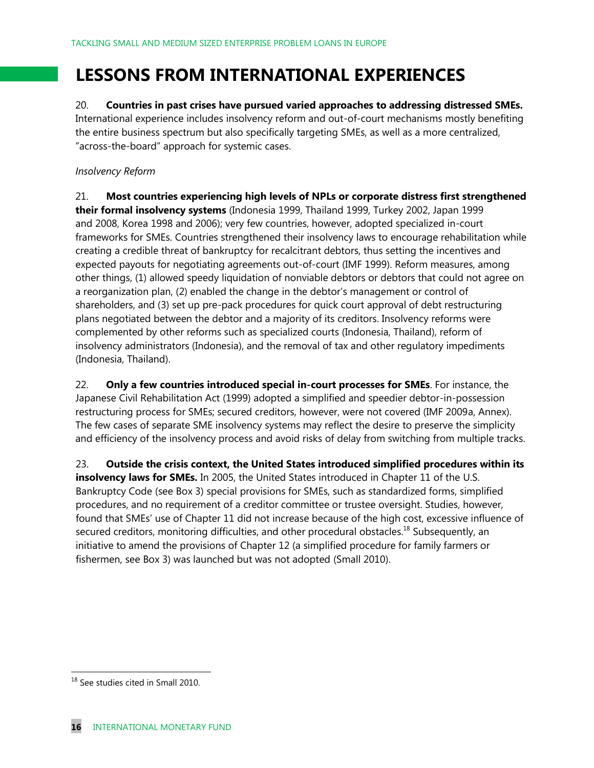# LESSONS FROM INTERNATIONAL EXPERIENCES

20. **Countries in past crises have pursued varied approaches to addressing distressed SMEs.** International experience includes insolvency reform and out-of-court mechanisms mostly benefiting the entire business spectrum but also specifically targeting SMEs, as well as a more centralized, "across-the-board" approach for systemic cases.

*Insolvency Reform*

21. **Most countries experiencing high levels of NPLs or corporate distress first strengthened their formal insolvency systems** (Indonesia 1999, Thailand 1999, Turkey 2002, Japan 1999 and 2008, Korea 1998 and 2006); very few countries, however, adopted specialized in-court frameworks for SMEs. Countries strengthened their insolvency laws to encourage rehabilitation while creating a credible threat of bankruptcy for recalcitrant debtors, thus setting the incentives and expected payouts for negotiating agreements out-of-court (IMF 1999). Reform measures, among other things, (1) allowed speedy liquidation of nonviable debtors or debtors that could not agree on a reorganization plan, (2) enabled the change in the debtor's management or control of shareholders, and (3) set up pre-pack procedures for quick court approval of debt restructuring plans negotiated between the debtor and a majority of its creditors. Insolvency reforms were complemented by other reforms such as specialized courts (Indonesia, Thailand), reform of insolvency administrators (Indonesia), and the removal of tax and other regulatory impediments (Indonesia, Thailand).

22. **Only a few countries introduced special in-court processes for SMEs**. For instance, the Japanese Civil Rehabilitation Act (1999) adopted a simplified and speedier debtor-in-possession restructuring process for SMEs; secured creditors, however, were not covered (IMF 2009a, Annex). The few cases of separate SME insolvency systems may reflect the desire to preserve the simplicity and efficiency of the insolvency process and avoid risks of delay from switching from multiple tracks.

23. **Outside the crisis context, the United States introduced simplified procedures within its insolvency laws for SMEs.** In 2005, the United States introduced in Chapter 11 of the U.S. Bankruptcy Code (see Box 3) special provisions for SMEs, such as standardized forms, simplified procedures, and no requirement of a creditor committee or trustee oversight. Studies, however, found that SMEs' use of Chapter 11 did not increase because of the high cost, excessive influence of secured creditors, monitoring difficulties, and other procedural obstacles.[18] Subsequently, an initiative to amend the provisions of Chapter 12 (a simplified procedure for family farmers or fishermen, see Box 3) was launched but was not adopted (Small 2010).

[18] See studies cited in Small 2010.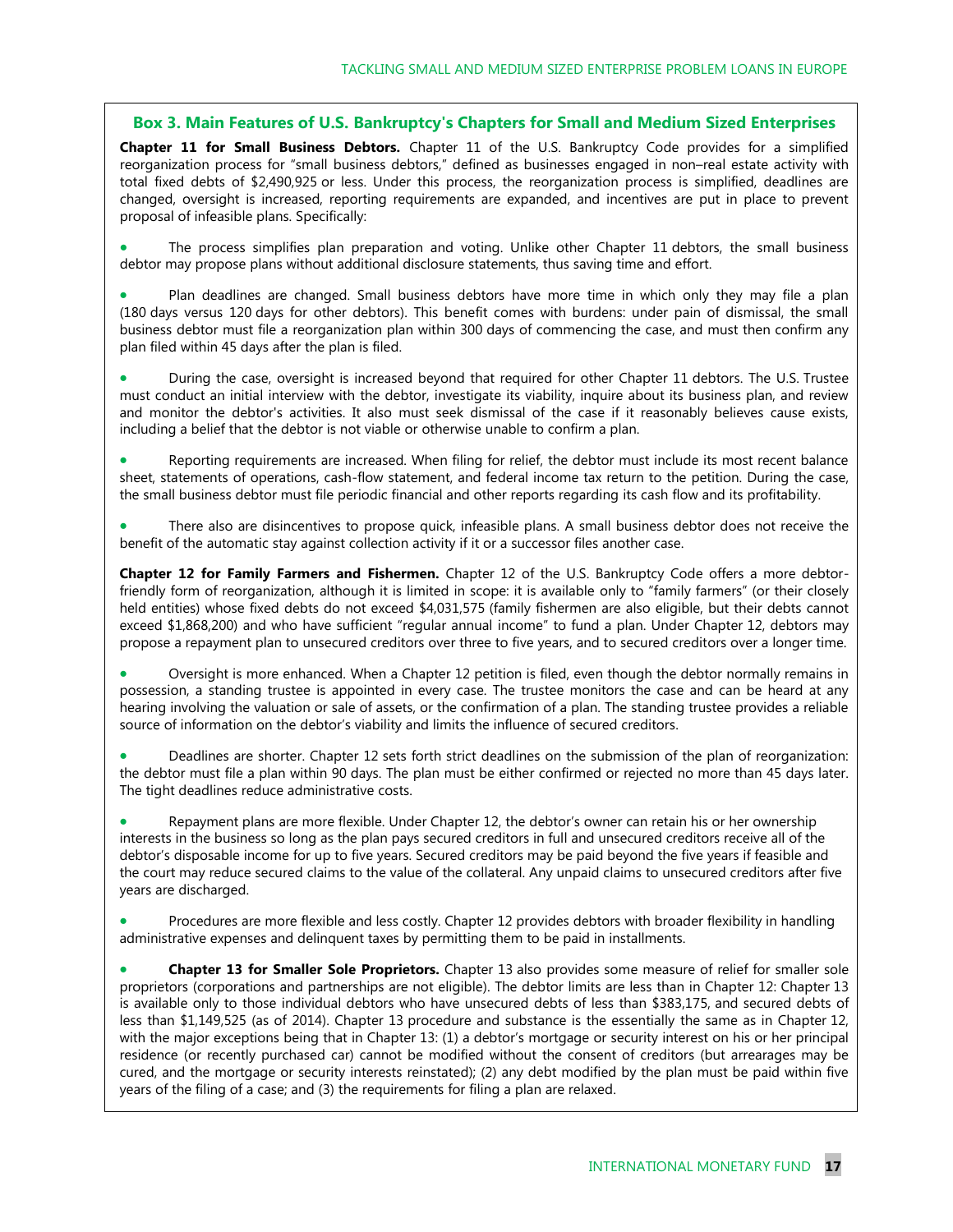### Box 3. Main Features of U.S. Bankruptcy's Chapters for Small and Medium Sized Enterprises

**Chapter 11 for Small Business Debtors.** Chapter 11 of the U.S. Bankruptcy Code provides for a simplified reorganization process for "small business debtors," defined as businesses engaged in non–real estate activity with total fixed debts of $2,490,925 or less. Under this process, the reorganization process is simplified, deadlines are changed, oversight is increased, reporting requirements are expanded, and incentives are put in place to prevent proposal of infeasible plans. Specifically:

- The process simplifies plan preparation and voting. Unlike other Chapter 11 debtors, the small business debtor may propose plans without additional disclosure statements, thus saving time and effort.
- Plan deadlines are changed. Small business debtors have more time in which only they may file a plan (180 days versus 120 days for other debtors). This benefit comes with burdens: under pain of dismissal, the small business debtor must file a reorganization plan within 300 days of commencing the case, and must then confirm any plan filed within 45 days after the plan is filed.
- During the case, oversight is increased beyond that required for other Chapter 11 debtors. The U.S. Trustee must conduct an initial interview with the debtor, investigate its viability, inquire about its business plan, and review and monitor the debtor's activities. It also must seek dismissal of the case if it reasonably believes cause exists, including a belief that the debtor is not viable or otherwise unable to confirm a plan.
- Reporting requirements are increased. When filing for relief, the debtor must include its most recent balance sheet, statements of operations, cash-flow statement, and federal income tax return to the petition. During the case, the small business debtor must file periodic financial and other reports regarding its cash flow and its profitability.
- There also are disincentives to propose quick, infeasible plans. A small business debtor does not receive the benefit of the automatic stay against collection activity if it or a successor files another case.

**Chapter 12 for Family Farmers and Fishermen.** Chapter 12 of the U.S. Bankruptcy Code offers a more debtor-friendly form of reorganization, although it is limited in scope: it is available only to "family farmers" (or their closely held entities) whose fixed debts do not exceed $4,031,575 (family fishermen are also eligible, but their debts cannot exceed $1,868,200) and who have sufficient "regular annual income" to fund a plan. Under Chapter 12, debtors may propose a repayment plan to unsecured creditors over three to five years, and to secured creditors over a longer time.

- Oversight is more enhanced. When a Chapter 12 petition is filed, even though the debtor normally remains in possession, a standing trustee is appointed in every case. The trustee monitors the case and can be heard at any hearing involving the valuation or sale of assets, or the confirmation of a plan. The standing trustee provides a reliable source of information on the debtor's viability and limits the influence of secured creditors.
- Deadlines are shorter. Chapter 12 sets forth strict deadlines on the submission of the plan of reorganization: the debtor must file a plan within 90 days. The plan must be either confirmed or rejected no more than 45 days later. The tight deadlines reduce administrative costs.
- Repayment plans are more flexible. Under Chapter 12, the debtor's owner can retain his or her ownership interests in the business so long as the plan pays secured creditors in full and unsecured creditors receive all of the debtor's disposable income for up to five years. Secured creditors may be paid beyond the five years if feasible and the court may reduce secured claims to the value of the collateral. Any unpaid claims to unsecured creditors after five years are discharged.
- Procedures are more flexible and less costly. Chapter 12 provides debtors with broader flexibility in handling administrative expenses and delinquent taxes by permitting them to be paid in installments.
- **Chapter 13 for Smaller Sole Proprietors.** Chapter 13 also provides some measure of relief for smaller sole proprietors (corporations and partnerships are not eligible). The debtor limits are less than in Chapter 12: Chapter 13 is available only to those individual debtors who have unsecured debts of less than $383,175, and secured debts of less than $1,149,525 (as of 2014). Chapter 13 procedure and substance is the essentially the same as in Chapter 12, with the major exceptions being that in Chapter 13: (1) a debtor's mortgage or security interest on his or her principal residence (or recently purchased car) cannot be modified without the consent of creditors (but arrearages may be cured, and the mortgage or security interests reinstated); (2) any debt modified by the plan must be paid within five years of the filing of a case; and (3) the requirements for filing a plan are relaxed.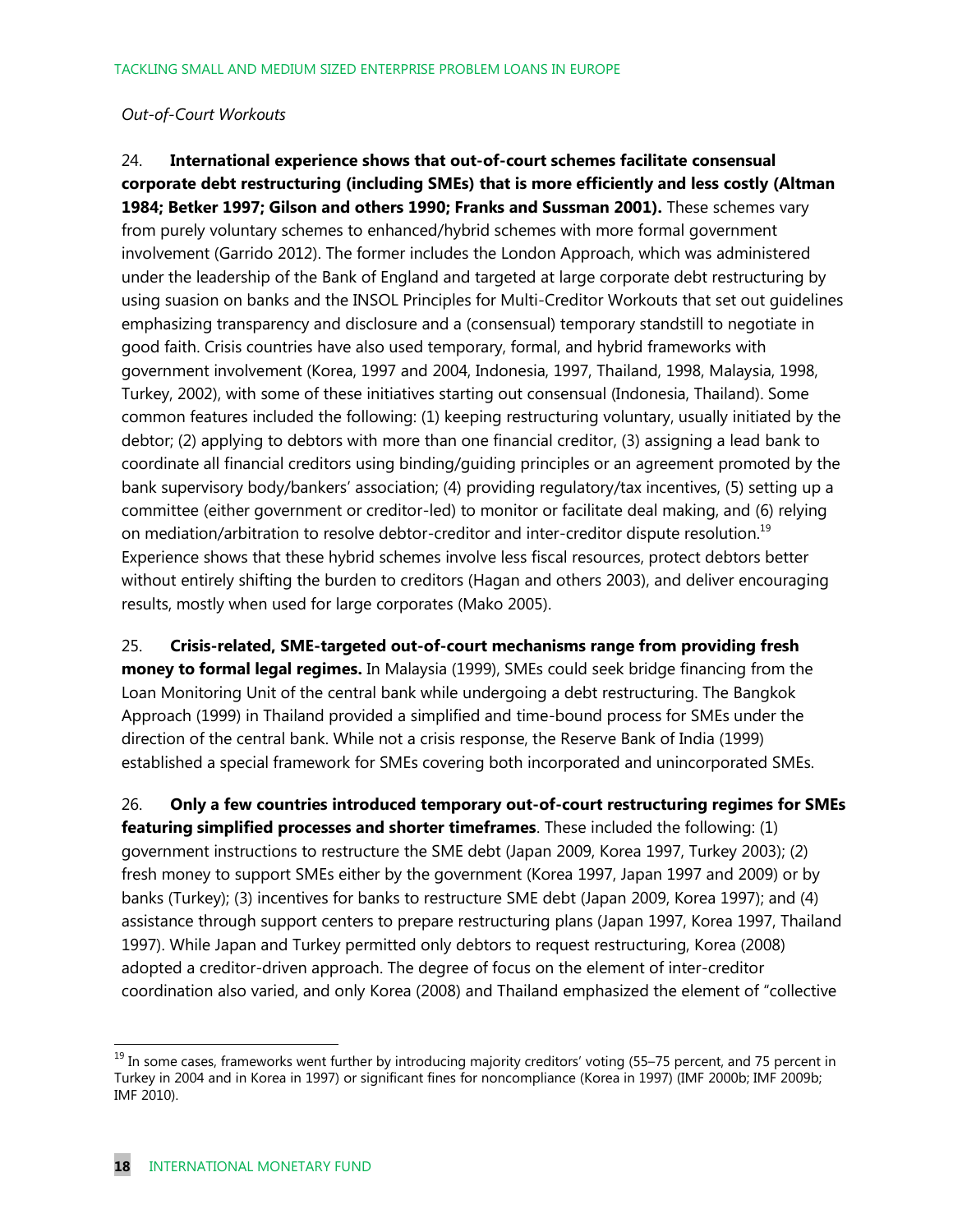*Out-of-Court Workouts*

24. **International experience shows that out-of-court schemes facilitate consensual corporate debt restructuring (including SMEs) that is more efficiently and less costly (Altman 1984; Betker 1997; Gilson and others 1990; Franks and Sussman 2001).** These schemes vary from purely voluntary schemes to enhanced/hybrid schemes with more formal government involvement (Garrido 2012). The former includes the London Approach, which was administered under the leadership of the Bank of England and targeted at large corporate debt restructuring by using suasion on banks and the INSOL Principles for Multi-Creditor Workouts that set out guidelines emphasizing transparency and disclosure and a (consensual) temporary standstill to negotiate in good faith. Crisis countries have also used temporary, formal, and hybrid frameworks with government involvement (Korea, 1997 and 2004, Indonesia, 1997, Thailand, 1998, Malaysia, 1998, Turkey, 2002), with some of these initiatives starting out consensual (Indonesia, Thailand). Some common features included the following: (1) keeping restructuring voluntary, usually initiated by the debtor; (2) applying to debtors with more than one financial creditor, (3) assigning a lead bank to coordinate all financial creditors using binding/guiding principles or an agreement promoted by the bank supervisory body/bankers' association; (4) providing regulatory/tax incentives, (5) setting up a committee (either government or creditor-led) to monitor or facilitate deal making, and (6) relying on mediation/arbitration to resolve debtor-creditor and inter-creditor dispute resolution.[19] Experience shows that these hybrid schemes involve less fiscal resources, protect debtors better without entirely shifting the burden to creditors (Hagan and others 2003), and deliver encouraging results, mostly when used for large corporates (Mako 2005).

25. **Crisis-related, SME-targeted out-of-court mechanisms range from providing fresh money to formal legal regimes.** In Malaysia (1999), SMEs could seek bridge financing from the Loan Monitoring Unit of the central bank while undergoing a debt restructuring. The Bangkok Approach (1999) in Thailand provided a simplified and time-bound process for SMEs under the direction of the central bank. While not a crisis response, the Reserve Bank of India (1999) established a special framework for SMEs covering both incorporated and unincorporated SMEs.

26. **Only a few countries introduced temporary out-of-court restructuring regimes for SMEs featuring simplified processes and shorter timeframes**. These included the following: (1) government instructions to restructure the SME debt (Japan 2009, Korea 1997, Turkey 2003); (2) fresh money to support SMEs either by the government (Korea 1997, Japan 1997 and 2009) or by banks (Turkey); (3) incentives for banks to restructure SME debt (Japan 2009, Korea 1997); and (4) assistance through support centers to prepare restructuring plans (Japan 1997, Korea 1997, Thailand 1997). While Japan and Turkey permitted only debtors to request restructuring, Korea (2008) adopted a creditor-driven approach. The degree of focus on the element of inter-creditor coordination also varied, and only Korea (2008) and Thailand emphasized the element of "collective

[19] In some cases, frameworks went further by introducing majority creditors' voting (55–75 percent, and 75 percent in Turkey in 2004 and in Korea in 1997) or significant fines for noncompliance (Korea in 1997) (IMF 2000b; IMF 2009b; IMF 2010).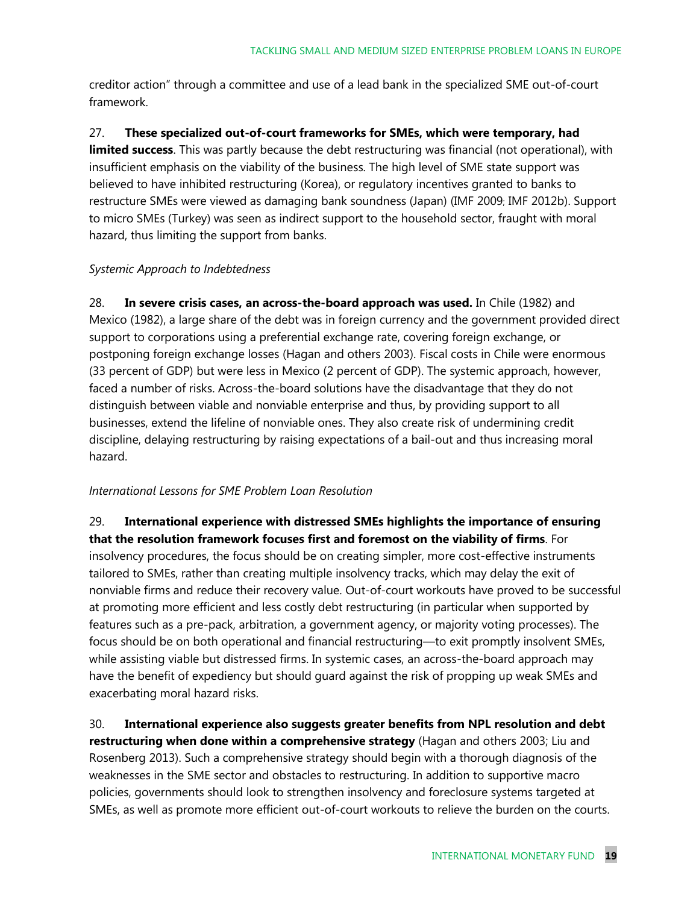creditor action" through a committee and use of a lead bank in the specialized SME out-of-court framework.

27. **These specialized out-of-court frameworks for SMEs, which were temporary, had limited success**. This was partly because the debt restructuring was financial (not operational), with insufficient emphasis on the viability of the business. The high level of SME state support was believed to have inhibited restructuring (Korea), or regulatory incentives granted to banks to restructure SMEs were viewed as damaging bank soundness (Japan) (IMF 2009; IMF 2012b). Support to micro SMEs (Turkey) was seen as indirect support to the household sector, fraught with moral hazard, thus limiting the support from banks.

*Systemic Approach to Indebtedness*

28. **In severe crisis cases, an across-the-board approach was used.** In Chile (1982) and Mexico (1982), a large share of the debt was in foreign currency and the government provided direct support to corporations using a preferential exchange rate, covering foreign exchange, or postponing foreign exchange losses (Hagan and others 2003). Fiscal costs in Chile were enormous (33 percent of GDP) but were less in Mexico (2 percent of GDP). The systemic approach, however, faced a number of risks. Across-the-board solutions have the disadvantage that they do not distinguish between viable and nonviable enterprise and thus, by providing support to all businesses, extend the lifeline of nonviable ones. They also create risk of undermining credit discipline, delaying restructuring by raising expectations of a bail-out and thus increasing moral hazard.

*International Lessons for SME Problem Loan Resolution*

29. **International experience with distressed SMEs highlights the importance of ensuring that the resolution framework focuses first and foremost on the viability of firms**. For insolvency procedures, the focus should be on creating simpler, more cost-effective instruments tailored to SMEs, rather than creating multiple insolvency tracks, which may delay the exit of nonviable firms and reduce their recovery value. Out-of-court workouts have proved to be successful at promoting more efficient and less costly debt restructuring (in particular when supported by features such as a pre-pack, arbitration, a government agency, or majority voting processes). The focus should be on both operational and financial restructuring—to exit promptly insolvent SMEs, while assisting viable but distressed firms. In systemic cases, an across-the-board approach may have the benefit of expediency but should guard against the risk of propping up weak SMEs and exacerbating moral hazard risks.

30. **International experience also suggests greater benefits from NPL resolution and debt restructuring when done within a comprehensive strategy** (Hagan and others 2003; Liu and Rosenberg 2013). Such a comprehensive strategy should begin with a thorough diagnosis of the weaknesses in the SME sector and obstacles to restructuring. In addition to supportive macro policies, governments should look to strengthen insolvency and foreclosure systems targeted at SMEs, as well as promote more efficient out-of-court workouts to relieve the burden on the courts.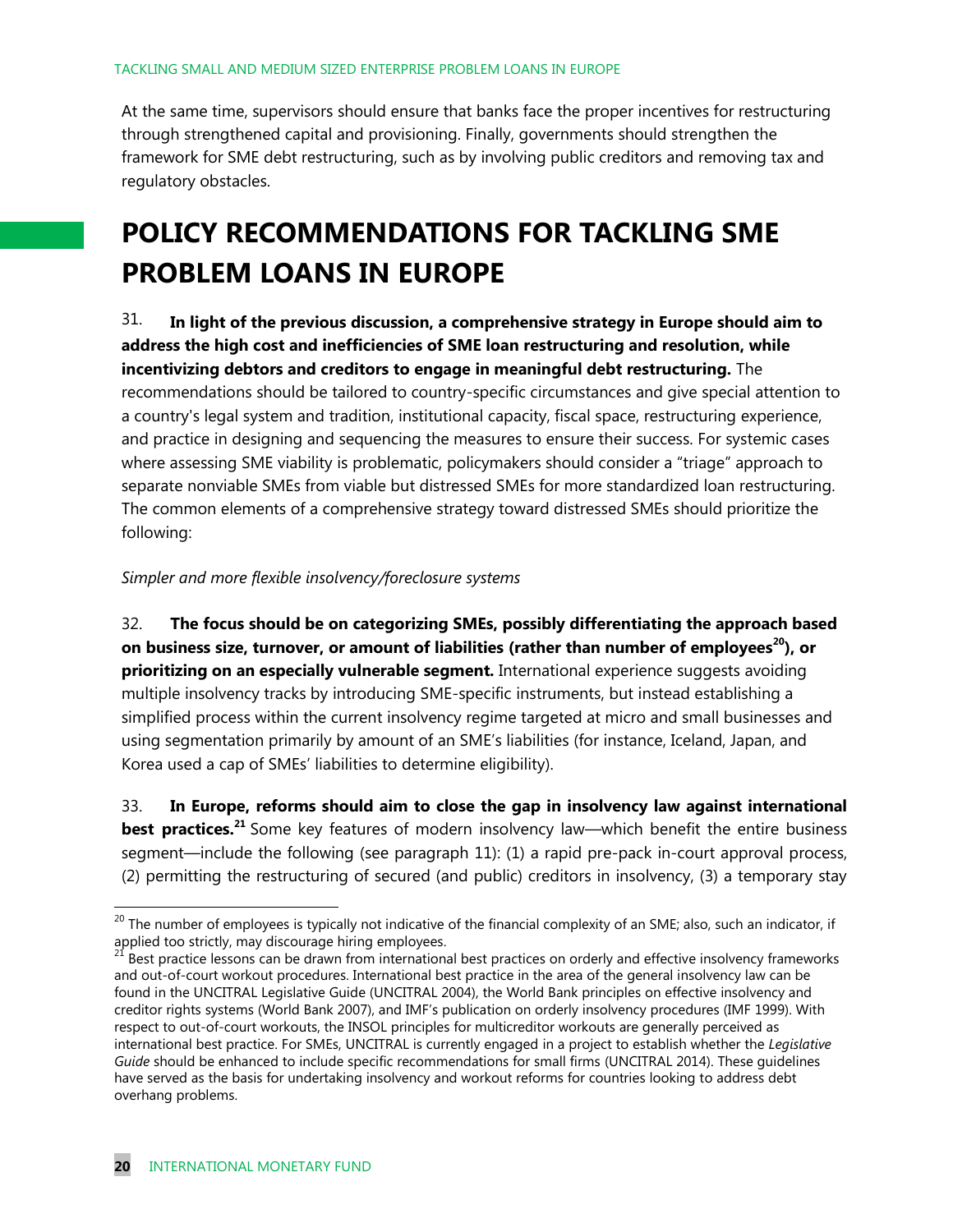At the same time, supervisors should ensure that banks face the proper incentives for restructuring through strengthened capital and provisioning. Finally, governments should strengthen the framework for SME debt restructuring, such as by involving public creditors and removing tax and regulatory obstacles.

# POLICY RECOMMENDATIONS FOR TACKLING SME PROBLEM LOANS IN EUROPE

31. **In light of the previous discussion, a comprehensive strategy in Europe should aim to address the high cost and inefficiencies of SME loan restructuring and resolution, while incentivizing debtors and creditors to engage in meaningful debt restructuring.** The recommendations should be tailored to country-specific circumstances and give special attention to a country's legal system and tradition, institutional capacity, fiscal space, restructuring experience, and practice in designing and sequencing the measures to ensure their success. For systemic cases where assessing SME viability is problematic, policymakers should consider a "triage" approach to separate nonviable SMEs from viable but distressed SMEs for more standardized loan restructuring. The common elements of a comprehensive strategy toward distressed SMEs should prioritize the following:

*Simpler and more flexible insolvency/foreclosure systems*

32. **The focus should be on categorizing SMEs, possibly differentiating the approach based on business size, turnover, or amount of liabilities (rather than number of employees[20]), or prioritizing on an especially vulnerable segment.** International experience suggests avoiding multiple insolvency tracks by introducing SME-specific instruments, but instead establishing a simplified process within the current insolvency regime targeted at micro and small businesses and using segmentation primarily by amount of an SME's liabilities (for instance, Iceland, Japan, and Korea used a cap of SMEs' liabilities to determine eligibility).

33. **In Europe, reforms should aim to close the gap in insolvency law against international best practices.[21]** Some key features of modern insolvency law—which benefit the entire business segment—include the following (see paragraph 11): (1) a rapid pre-pack in-court approval process, (2) permitting the restructuring of secured (and public) creditors in insolvency, (3) a temporary stay

---

[20] The number of employees is typically not indicative of the financial complexity of an SME; also, such an indicator, if applied too strictly, may discourage hiring employees.

[21] Best practice lessons can be drawn from international best practices on orderly and effective insolvency frameworks and out-of-court workout procedures. International best practice in the area of the general insolvency law can be found in the UNCITRAL Legislative Guide (UNCITRAL 2004), the World Bank principles on effective insolvency and creditor rights systems (World Bank 2007), and IMF's publication on orderly insolvency procedures (IMF 1999). With respect to out-of-court workouts, the INSOL principles for multicreditor workouts are generally perceived as international best practice. For SMEs, UNCITRAL is currently engaged in a project to establish whether the *Legislative Guide* should be enhanced to include specific recommendations for small firms (UNCITRAL 2014). These guidelines have served as the basis for undertaking insolvency and workout reforms for countries looking to address debt overhang problems.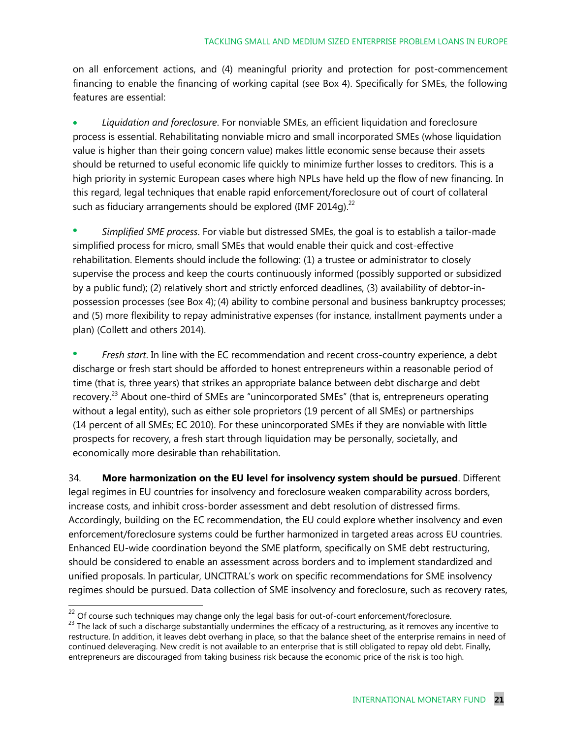on all enforcement actions, and (4) meaningful priority and protection for post-commencement financing to enable the financing of working capital (see Box 4). Specifically for SMEs, the following features are essential:

- *Liquidation and foreclosure*. For nonviable SMEs, an efficient liquidation and foreclosure process is essential. Rehabilitating nonviable micro and small incorporated SMEs (whose liquidation value is higher than their going concern value) makes little economic sense because their assets should be returned to useful economic life quickly to minimize further losses to creditors. This is a high priority in systemic European cases where high NPLs have held up the flow of new financing. In this regard, legal techniques that enable rapid enforcement/foreclosure out of court of collateral such as fiduciary arrangements should be explored (IMF 2014g).[22]

- *Simplified SME process*. For viable but distressed SMEs, the goal is to establish a tailor-made simplified process for micro, small SMEs that would enable their quick and cost-effective rehabilitation. Elements should include the following: (1) a trustee or administrator to closely supervise the process and keep the courts continuously informed (possibly supported or subsidized by a public fund); (2) relatively short and strictly enforced deadlines, (3) availability of debtor-in-possession processes (see Box 4); (4) ability to combine personal and business bankruptcy processes; and (5) more flexibility to repay administrative expenses (for instance, installment payments under a plan) (Collett and others 2014).

- *Fresh start*. In line with the EC recommendation and recent cross-country experience, a debt discharge or fresh start should be afforded to honest entrepreneurs within a reasonable period of time (that is, three years) that strikes an appropriate balance between debt discharge and debt recovery.[23] About one-third of SMEs are "unincorporated SMEs" (that is, entrepreneurs operating without a legal entity), such as either sole proprietors (19 percent of all SMEs) or partnerships (14 percent of all SMEs; EC 2010). For these unincorporated SMEs if they are nonviable with little prospects for recovery, a fresh start through liquidation may be personally, societally, and economically more desirable than rehabilitation.

34. **More harmonization on the EU level for insolvency system should be pursued**. Different legal regimes in EU countries for insolvency and foreclosure weaken comparability across borders, increase costs, and inhibit cross-border assessment and debt resolution of distressed firms. Accordingly, building on the EC recommendation, the EU could explore whether insolvency and even enforcement/foreclosure systems could be further harmonized in targeted areas across EU countries. Enhanced EU-wide coordination beyond the SME platform, specifically on SME debt restructuring, should be considered to enable an assessment across borders and to implement standardized and unified proposals. In particular, UNCITRAL's work on specific recommendations for SME insolvency regimes should be pursued. Data collection of SME insolvency and foreclosure, such as recovery rates,

---

[22] Of course such techniques may change only the legal basis for out-of-court enforcement/foreclosure.

[23] The lack of such a discharge substantially undermines the efficacy of a restructuring, as it removes any incentive to restructure. In addition, it leaves debt overhang in place, so that the balance sheet of the enterprise remains in need of continued deleveraging. New credit is not available to an enterprise that is still obligated to repay old debt. Finally, entrepreneurs are discouraged from taking business risk because the economic price of the risk is too high.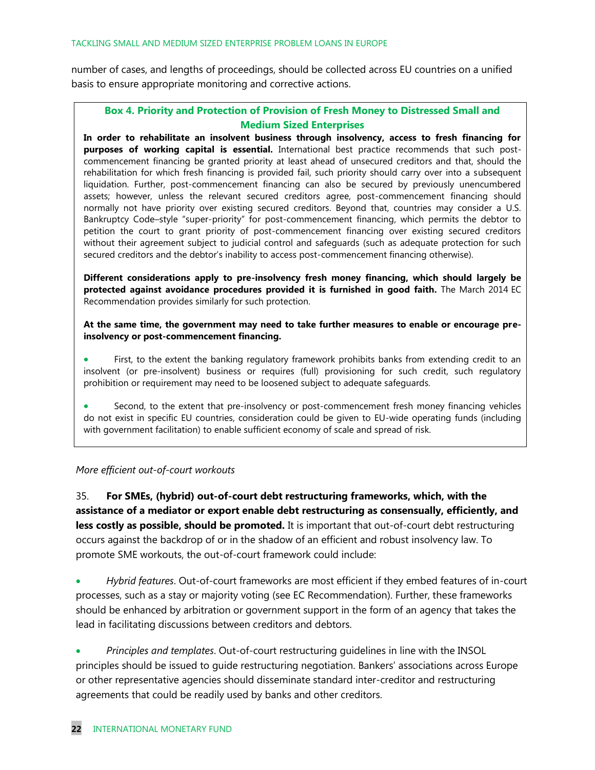number of cases, and lengths of proceedings, should be collected across EU countries on a unified basis to ensure appropriate monitoring and corrective actions.

### Box 4. Priority and Protection of Provision of Fresh Money to Distressed Small and Medium Sized Enterprises

**In order to rehabilitate an insolvent business through insolvency, access to fresh financing for purposes of working capital is essential.** International best practice recommends that such post-commencement financing be granted priority at least ahead of unsecured creditors and that, should the rehabilitation for which fresh financing is provided fail, such priority should carry over into a subsequent liquidation. Further, post-commencement financing can also be secured by previously unencumbered assets; however, unless the relevant secured creditors agree, post-commencement financing should normally not have priority over existing secured creditors. Beyond that, countries may consider a U.S. Bankruptcy Code–style "super-priority" for post-commencement financing, which permits the debtor to petition the court to grant priority of post-commencement financing over existing secured creditors without their agreement subject to judicial control and safeguards (such as adequate protection for such secured creditors and the debtor's inability to access post-commencement financing otherwise).

**Different considerations apply to pre-insolvency fresh money financing, which should largely be protected against avoidance procedures provided it is furnished in good faith.** The March 2014 EC Recommendation provides similarly for such protection.

**At the same time, the government may need to take further measures to enable or encourage pre-insolvency or post-commencement financing.**

- First, to the extent the banking regulatory framework prohibits banks from extending credit to an insolvent (or pre-insolvent) business or requires (full) provisioning for such credit, such regulatory prohibition or requirement may need to be loosened subject to adequate safeguards.
- Second, to the extent that pre-insolvency or post-commencement fresh money financing vehicles do not exist in specific EU countries, consideration could be given to EU-wide operating funds (including with government facilitation) to enable sufficient economy of scale and spread of risk.

*More efficient out-of-court workouts*

35. **For SMEs, (hybrid) out-of-court debt restructuring frameworks, which, with the assistance of a mediator or export enable debt restructuring as consensually, efficiently, and less costly as possible, should be promoted.** It is important that out-of-court debt restructuring occurs against the backdrop of or in the shadow of an efficient and robust insolvency law. To promote SME workouts, the out-of-court framework could include:

- *Hybrid features*. Out-of-court frameworks are most efficient if they embed features of in-court processes, such as a stay or majority voting (see EC Recommendation). Further, these frameworks should be enhanced by arbitration or government support in the form of an agency that takes the lead in facilitating discussions between creditors and debtors.
- *Principles and templates*. Out-of-court restructuring guidelines in line with the INSOL principles should be issued to guide restructuring negotiation. Bankers' associations across Europe or other representative agencies should disseminate standard inter-creditor and restructuring agreements that could be readily used by banks and other creditors.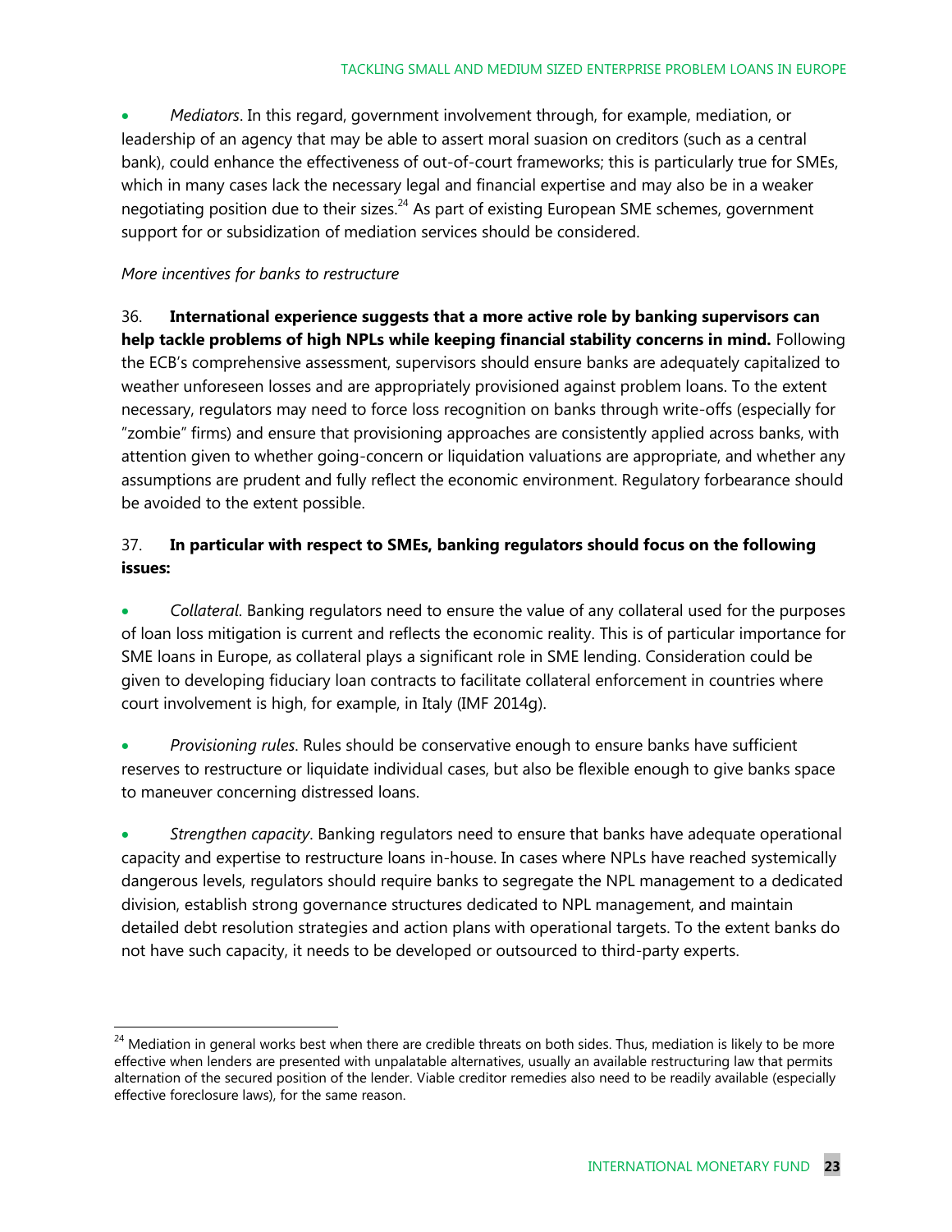- *Mediators*. In this regard, government involvement through, for example, mediation, or leadership of an agency that may be able to assert moral suasion on creditors (such as a central bank), could enhance the effectiveness of out-of-court frameworks; this is particularly true for SMEs, which in many cases lack the necessary legal and financial expertise and may also be in a weaker negotiating position due to their sizes.[24] As part of existing European SME schemes, government support for or subsidization of mediation services should be considered.

*More incentives for banks to restructure*

36. **International experience suggests that a more active role by banking supervisors can help tackle problems of high NPLs while keeping financial stability concerns in mind.** Following the ECB's comprehensive assessment, supervisors should ensure banks are adequately capitalized to weather unforeseen losses and are appropriately provisioned against problem loans. To the extent necessary, regulators may need to force loss recognition on banks through write-offs (especially for "zombie" firms) and ensure that provisioning approaches are consistently applied across banks, with attention given to whether going-concern or liquidation valuations are appropriate, and whether any assumptions are prudent and fully reflect the economic environment. Regulatory forbearance should be avoided to the extent possible.

37. **In particular with respect to SMEs, banking regulators should focus on the following issues:**

- *Collateral*. Banking regulators need to ensure the value of any collateral used for the purposes of loan loss mitigation is current and reflects the economic reality. This is of particular importance for SME loans in Europe, as collateral plays a significant role in SME lending. Consideration could be given to developing fiduciary loan contracts to facilitate collateral enforcement in countries where court involvement is high, for example, in Italy (IMF 2014g).

- *Provisioning rules*. Rules should be conservative enough to ensure banks have sufficient reserves to restructure or liquidate individual cases, but also be flexible enough to give banks space to maneuver concerning distressed loans.

- *Strengthen capacity*. Banking regulators need to ensure that banks have adequate operational capacity and expertise to restructure loans in-house. In cases where NPLs have reached systemically dangerous levels, regulators should require banks to segregate the NPL management to a dedicated division, establish strong governance structures dedicated to NPL management, and maintain detailed debt resolution strategies and action plans with operational targets. To the extent banks do not have such capacity, it needs to be developed or outsourced to third-party experts.

---

[24] Mediation in general works best when there are credible threats on both sides. Thus, mediation is likely to be more effective when lenders are presented with unpalatable alternatives, usually an available restructuring law that permits alternation of the secured position of the lender. Viable creditor remedies also need to be readily available (especially effective foreclosure laws), for the same reason.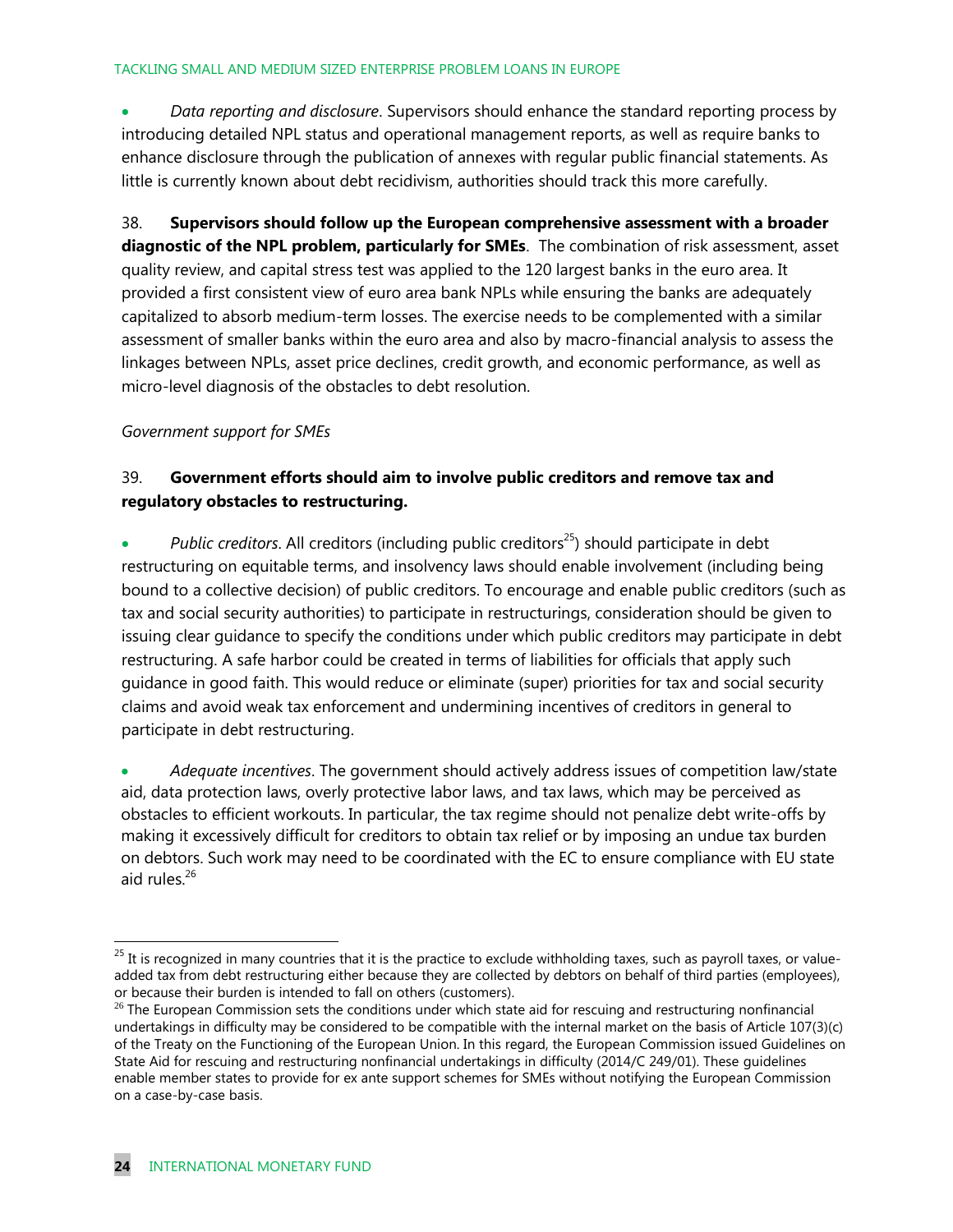- *Data reporting and disclosure*. Supervisors should enhance the standard reporting process by introducing detailed NPL status and operational management reports, as well as require banks to enhance disclosure through the publication of annexes with regular public financial statements. As little is currently known about debt recidivism, authorities should track this more carefully.

38. **Supervisors should follow up the European comprehensive assessment with a broader diagnostic of the NPL problem, particularly for SMEs**. The combination of risk assessment, asset quality review, and capital stress test was applied to the 120 largest banks in the euro area. It provided a first consistent view of euro area bank NPLs while ensuring the banks are adequately capitalized to absorb medium-term losses. The exercise needs to be complemented with a similar assessment of smaller banks within the euro area and also by macro-financial analysis to assess the linkages between NPLs, asset price declines, credit growth, and economic performance, as well as micro-level diagnosis of the obstacles to debt resolution.

*Government support for SMEs*

39. **Government efforts should aim to involve public creditors and remove tax and regulatory obstacles to restructuring.**

- *Public creditors*. All creditors (including public creditors[25]) should participate in debt restructuring on equitable terms, and insolvency laws should enable involvement (including being bound to a collective decision) of public creditors. To encourage and enable public creditors (such as tax and social security authorities) to participate in restructurings, consideration should be given to issuing clear guidance to specify the conditions under which public creditors may participate in debt restructuring. A safe harbor could be created in terms of liabilities for officials that apply such guidance in good faith. This would reduce or eliminate (super) priorities for tax and social security claims and avoid weak tax enforcement and undermining incentives of creditors in general to participate in debt restructuring.

- *Adequate incentives*. The government should actively address issues of competition law/state aid, data protection laws, overly protective labor laws, and tax laws, which may be perceived as obstacles to efficient workouts. In particular, the tax regime should not penalize debt write-offs by making it excessively difficult for creditors to obtain tax relief or by imposing an undue tax burden on debtors. Such work may need to be coordinated with the EC to ensure compliance with EU state aid rules.[26]

---

[25] It is recognized in many countries that it is the practice to exclude withholding taxes, such as payroll taxes, or value-added tax from debt restructuring either because they are collected by debtors on behalf of third parties (employees), or because their burden is intended to fall on others (customers).

[26] The European Commission sets the conditions under which state aid for rescuing and restructuring nonfinancial undertakings in difficulty may be considered to be compatible with the internal market on the basis of Article 107(3)(c) of the Treaty on the Functioning of the European Union. In this regard, the European Commission issued Guidelines on State Aid for rescuing and restructuring nonfinancial undertakings in difficulty (2014/C 249/01). These guidelines enable member states to provide for ex ante support schemes for SMEs without notifying the European Commission on a case-by-case basis.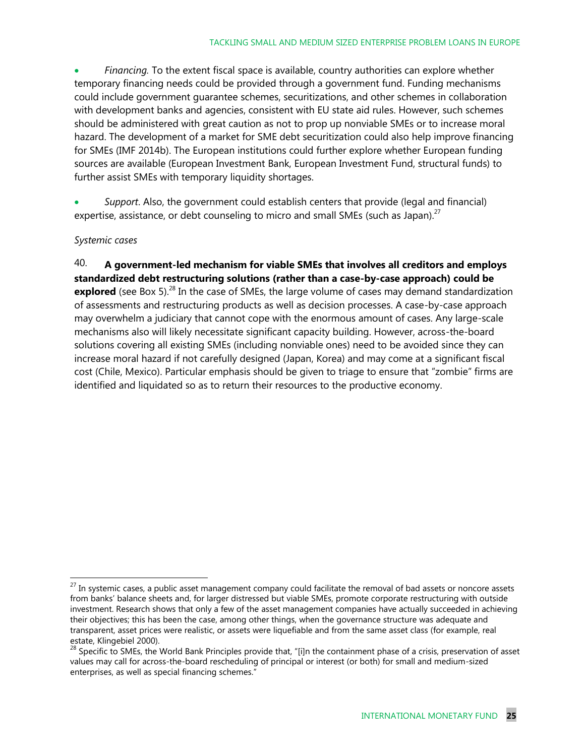- *Financing.* To the extent fiscal space is available, country authorities can explore whether temporary financing needs could be provided through a government fund. Funding mechanisms could include government guarantee schemes, securitizations, and other schemes in collaboration with development banks and agencies, consistent with EU state aid rules. However, such schemes should be administered with great caution as not to prop up nonviable SMEs or to increase moral hazard. The development of a market for SME debt securitization could also help improve financing for SMEs (IMF 2014b). The European institutions could further explore whether European funding sources are available (European Investment Bank, European Investment Fund, structural funds) to further assist SMEs with temporary liquidity shortages.

- *Support*. Also, the government could establish centers that provide (legal and financial) expertise, assistance, or debt counseling to micro and small SMEs (such as Japan).[27]

*Systemic cases*

40. **A government-led mechanism for viable SMEs that involves all creditors and employs standardized debt restructuring solutions (rather than a case-by-case approach) could be explored** (see Box 5).[28] In the case of SMEs, the large volume of cases may demand standardization of assessments and restructuring products as well as decision processes. A case-by-case approach may overwhelm a judiciary that cannot cope with the enormous amount of cases. Any large-scale mechanisms also will likely necessitate significant capacity building. However, across-the-board solutions covering all existing SMEs (including nonviable ones) need to be avoided since they can increase moral hazard if not carefully designed (Japan, Korea) and may come at a significant fiscal cost (Chile, Mexico). Particular emphasis should be given to triage to ensure that "zombie" firms are identified and liquidated so as to return their resources to the productive economy.

---

[27] In systemic cases, a public asset management company could facilitate the removal of bad assets or noncore assets from banks' balance sheets and, for larger distressed but viable SMEs, promote corporate restructuring with outside investment. Research shows that only a few of the asset management companies have actually succeeded in achieving their objectives; this has been the case, among other things, when the governance structure was adequate and transparent, asset prices were realistic, or assets were liquefiable and from the same asset class (for example, real estate, Klingebiel 2000).

[28] Specific to SMEs, the World Bank Principles provide that, "[i]n the containment phase of a crisis, preservation of asset values may call for across-the-board rescheduling of principal or interest (or both) for small and medium-sized enterprises, as well as special financing schemes."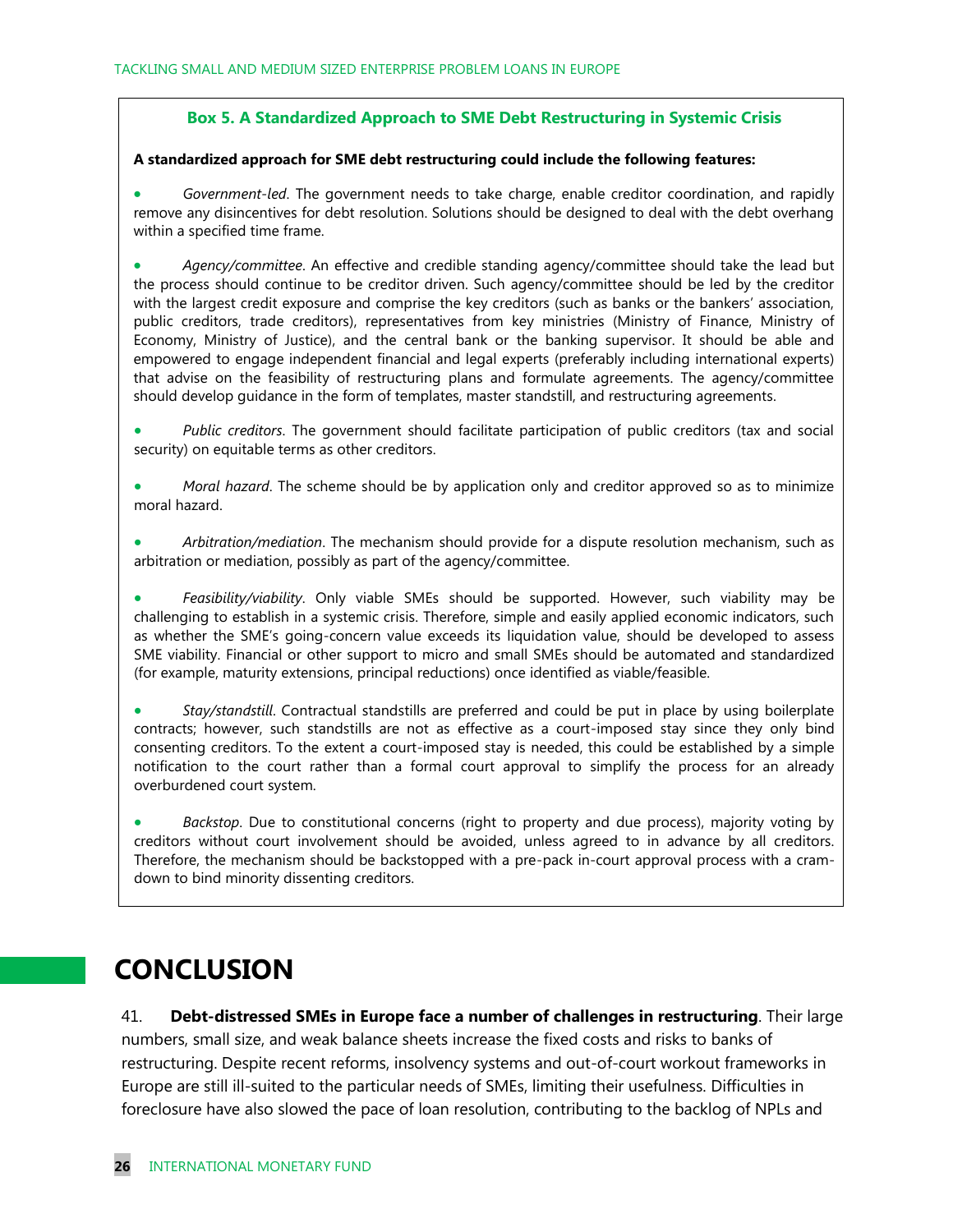**Box 5. A Standardized Approach to SME Debt Restructuring in Systemic Crisis**

**A standardized approach for SME debt restructuring could include the following features:**

- *Government-led*. The government needs to take charge, enable creditor coordination, and rapidly remove any disincentives for debt resolution. Solutions should be designed to deal with the debt overhang within a specified time frame.

- *Agency/committee*. An effective and credible standing agency/committee should take the lead but the process should continue to be creditor driven. Such agency/committee should be led by the creditor with the largest credit exposure and comprise the key creditors (such as banks or the bankers' association, public creditors, trade creditors), representatives from key ministries (Ministry of Finance, Ministry of Economy, Ministry of Justice), and the central bank or the banking supervisor. It should be able and empowered to engage independent financial and legal experts (preferably including international experts) that advise on the feasibility of restructuring plans and formulate agreements. The agency/committee should develop guidance in the form of templates, master standstill, and restructuring agreements.

- *Public creditors*. The government should facilitate participation of public creditors (tax and social security) on equitable terms as other creditors.

- *Moral hazard*. The scheme should be by application only and creditor approved so as to minimize moral hazard.

- *Arbitration/mediation*. The mechanism should provide for a dispute resolution mechanism, such as arbitration or mediation, possibly as part of the agency/committee.

- *Feasibility/viability*. Only viable SMEs should be supported. However, such viability may be challenging to establish in a systemic crisis. Therefore, simple and easily applied economic indicators, such as whether the SME's going-concern value exceeds its liquidation value, should be developed to assess SME viability. Financial or other support to micro and small SMEs should be automated and standardized (for example, maturity extensions, principal reductions) once identified as viable/feasible.

- *Stay/standstill*. Contractual standstills are preferred and could be put in place by using boilerplate contracts; however, such standstills are not as effective as a court-imposed stay since they only bind consenting creditors. To the extent a court-imposed stay is needed, this could be established by a simple notification to the court rather than a formal court approval to simplify the process for an already overburdened court system.

- *Backstop*. Due to constitutional concerns (right to property and due process), majority voting by creditors without court involvement should be avoided, unless agreed to in advance by all creditors. Therefore, the mechanism should be backstopped with a pre-pack in-court approval process with a cram-down to bind minority dissenting creditors.

# CONCLUSION

41. **Debt-distressed SMEs in Europe face a number of challenges in restructuring**. Their large numbers, small size, and weak balance sheets increase the fixed costs and risks to banks of restructuring. Despite recent reforms, insolvency systems and out-of-court workout frameworks in Europe are still ill-suited to the particular needs of SMEs, limiting their usefulness. Difficulties in foreclosure have also slowed the pace of loan resolution, contributing to the backlog of NPLs and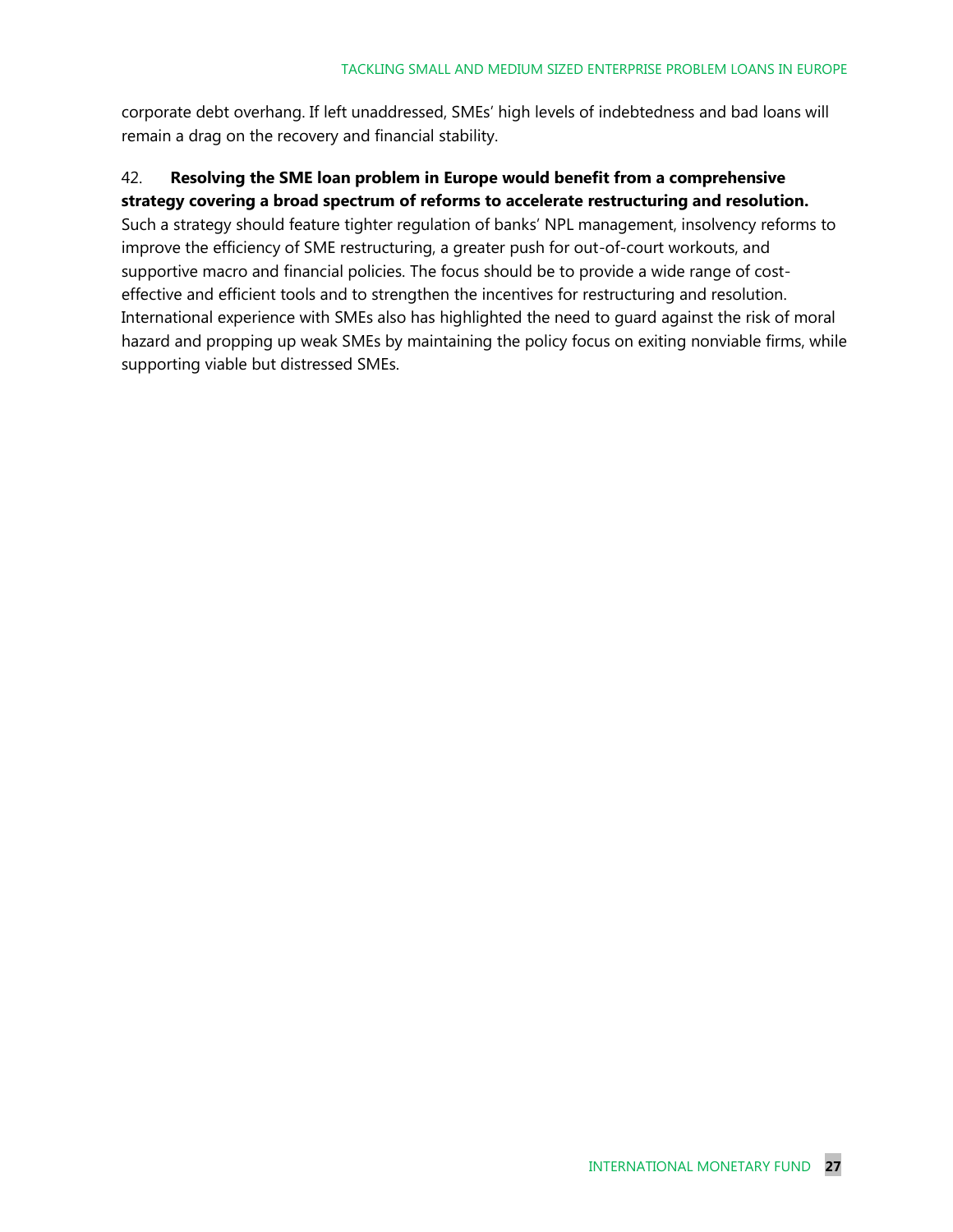corporate debt overhang. If left unaddressed, SMEs' high levels of indebtedness and bad loans will remain a drag on the recovery and financial stability.

42. **Resolving the SME loan problem in Europe would benefit from a comprehensive strategy covering a broad spectrum of reforms to accelerate restructuring and resolution.** Such a strategy should feature tighter regulation of banks' NPL management, insolvency reforms to improve the efficiency of SME restructuring, a greater push for out-of-court workouts, and supportive macro and financial policies. The focus should be to provide a wide range of cost-effective and efficient tools and to strengthen the incentives for restructuring and resolution. International experience with SMEs also has highlighted the need to guard against the risk of moral hazard and propping up weak SMEs by maintaining the policy focus on exiting nonviable firms, while supporting viable but distressed SMEs.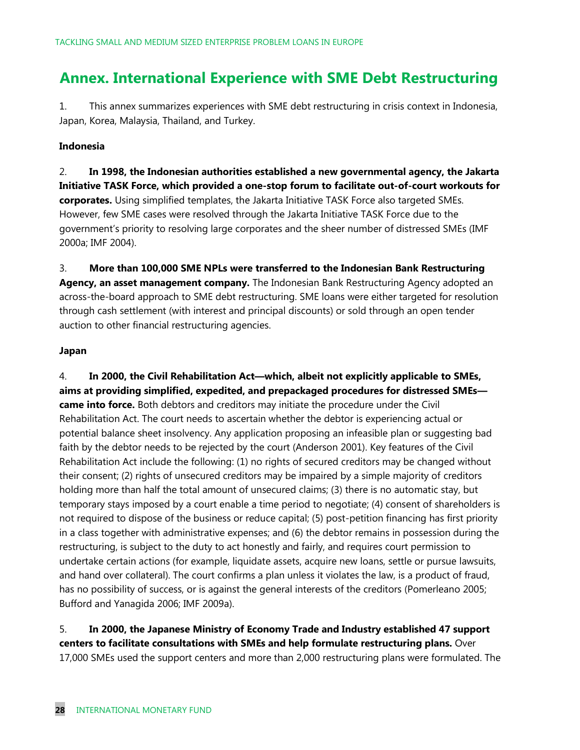# Annex. International Experience with SME Debt Restructuring

1. This annex summarizes experiences with SME debt restructuring in crisis context in Indonesia, Japan, Korea, Malaysia, Thailand, and Turkey.

**Indonesia**

2. **In 1998, the Indonesian authorities established a new governmental agency, the Jakarta Initiative TASK Force, which provided a one-stop forum to facilitate out-of-court workouts for corporates.** Using simplified templates, the Jakarta Initiative TASK Force also targeted SMEs. However, few SME cases were resolved through the Jakarta Initiative TASK Force due to the government's priority to resolving large corporates and the sheer number of distressed SMEs (IMF 2000a; IMF 2004).

3. **More than 100,000 SME NPLs were transferred to the Indonesian Bank Restructuring Agency, an asset management company.** The Indonesian Bank Restructuring Agency adopted an across-the-board approach to SME debt restructuring. SME loans were either targeted for resolution through cash settlement (with interest and principal discounts) or sold through an open tender auction to other financial restructuring agencies.

**Japan**

4. **In 2000, the Civil Rehabilitation Act—which, albeit not explicitly applicable to SMEs, aims at providing simplified, expedited, and prepackaged procedures for distressed SMEs—came into force.** Both debtors and creditors may initiate the procedure under the Civil Rehabilitation Act. The court needs to ascertain whether the debtor is experiencing actual or potential balance sheet insolvency. Any application proposing an infeasible plan or suggesting bad faith by the debtor needs to be rejected by the court (Anderson 2001). Key features of the Civil Rehabilitation Act include the following: (1) no rights of secured creditors may be changed without their consent; (2) rights of unsecured creditors may be impaired by a simple majority of creditors holding more than half the total amount of unsecured claims; (3) there is no automatic stay, but temporary stays imposed by a court enable a time period to negotiate; (4) consent of shareholders is not required to dispose of the business or reduce capital; (5) post-petition financing has first priority in a class together with administrative expenses; and (6) the debtor remains in possession during the restructuring, is subject to the duty to act honestly and fairly, and requires court permission to undertake certain actions (for example, liquidate assets, acquire new loans, settle or pursue lawsuits, and hand over collateral). The court confirms a plan unless it violates the law, is a product of fraud, has no possibility of success, or is against the general interests of the creditors (Pomerleano 2005; Bufford and Yanagida 2006; IMF 2009a).

5. **In 2000, the Japanese Ministry of Economy Trade and Industry established 47 support centers to facilitate consultations with SMEs and help formulate restructuring plans.** Over 17,000 SMEs used the support centers and more than 2,000 restructuring plans were formulated. The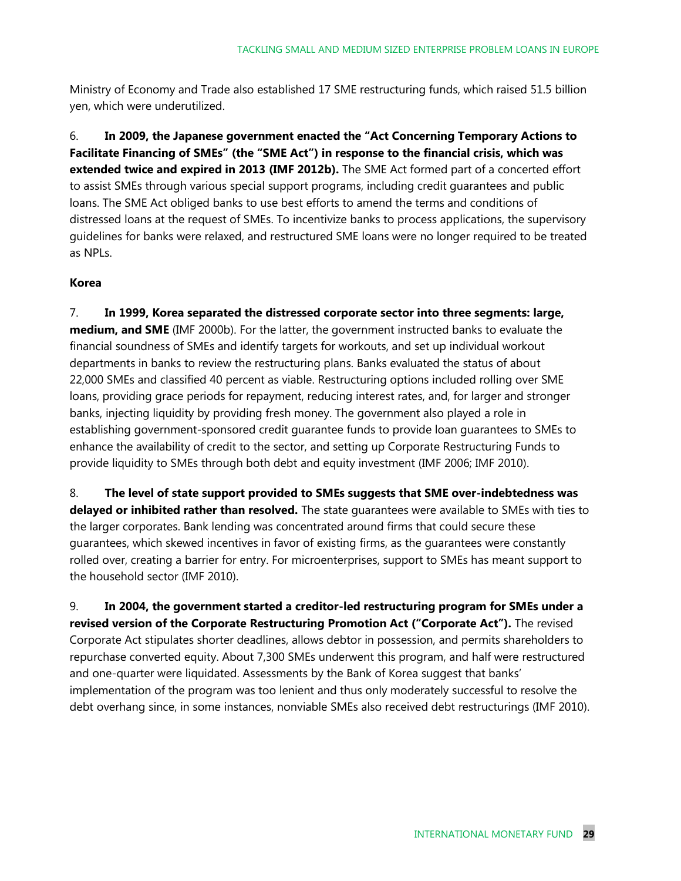Ministry of Economy and Trade also established 17 SME restructuring funds, which raised 51.5 billion yen, which were underutilized.

6. **In 2009, the Japanese government enacted the "Act Concerning Temporary Actions to Facilitate Financing of SMEs" (the "SME Act") in response to the financial crisis, which was extended twice and expired in 2013 (IMF 2012b).** The SME Act formed part of a concerted effort to assist SMEs through various special support programs, including credit guarantees and public loans. The SME Act obliged banks to use best efforts to amend the terms and conditions of distressed loans at the request of SMEs. To incentivize banks to process applications, the supervisory guidelines for banks were relaxed, and restructured SME loans were no longer required to be treated as NPLs.

**Korea**

7. **In 1999, Korea separated the distressed corporate sector into three segments: large, medium, and SME** (IMF 2000b). For the latter, the government instructed banks to evaluate the financial soundness of SMEs and identify targets for workouts, and set up individual workout departments in banks to review the restructuring plans. Banks evaluated the status of about 22,000 SMEs and classified 40 percent as viable. Restructuring options included rolling over SME loans, providing grace periods for repayment, reducing interest rates, and, for larger and stronger banks, injecting liquidity by providing fresh money. The government also played a role in establishing government-sponsored credit guarantee funds to provide loan guarantees to SMEs to enhance the availability of credit to the sector, and setting up Corporate Restructuring Funds to provide liquidity to SMEs through both debt and equity investment (IMF 2006; IMF 2010).

8. **The level of state support provided to SMEs suggests that SME over-indebtedness was delayed or inhibited rather than resolved.** The state guarantees were available to SMEs with ties to the larger corporates. Bank lending was concentrated around firms that could secure these guarantees, which skewed incentives in favor of existing firms, as the guarantees were constantly rolled over, creating a barrier for entry. For microenterprises, support to SMEs has meant support to the household sector (IMF 2010).

9. **In 2004, the government started a creditor-led restructuring program for SMEs under a revised version of the Corporate Restructuring Promotion Act ("Corporate Act").** The revised Corporate Act stipulates shorter deadlines, allows debtor in possession, and permits shareholders to repurchase converted equity. About 7,300 SMEs underwent this program, and half were restructured and one-quarter were liquidated. Assessments by the Bank of Korea suggest that banks' implementation of the program was too lenient and thus only moderately successful to resolve the debt overhang since, in some instances, nonviable SMEs also received debt restructurings (IMF 2010).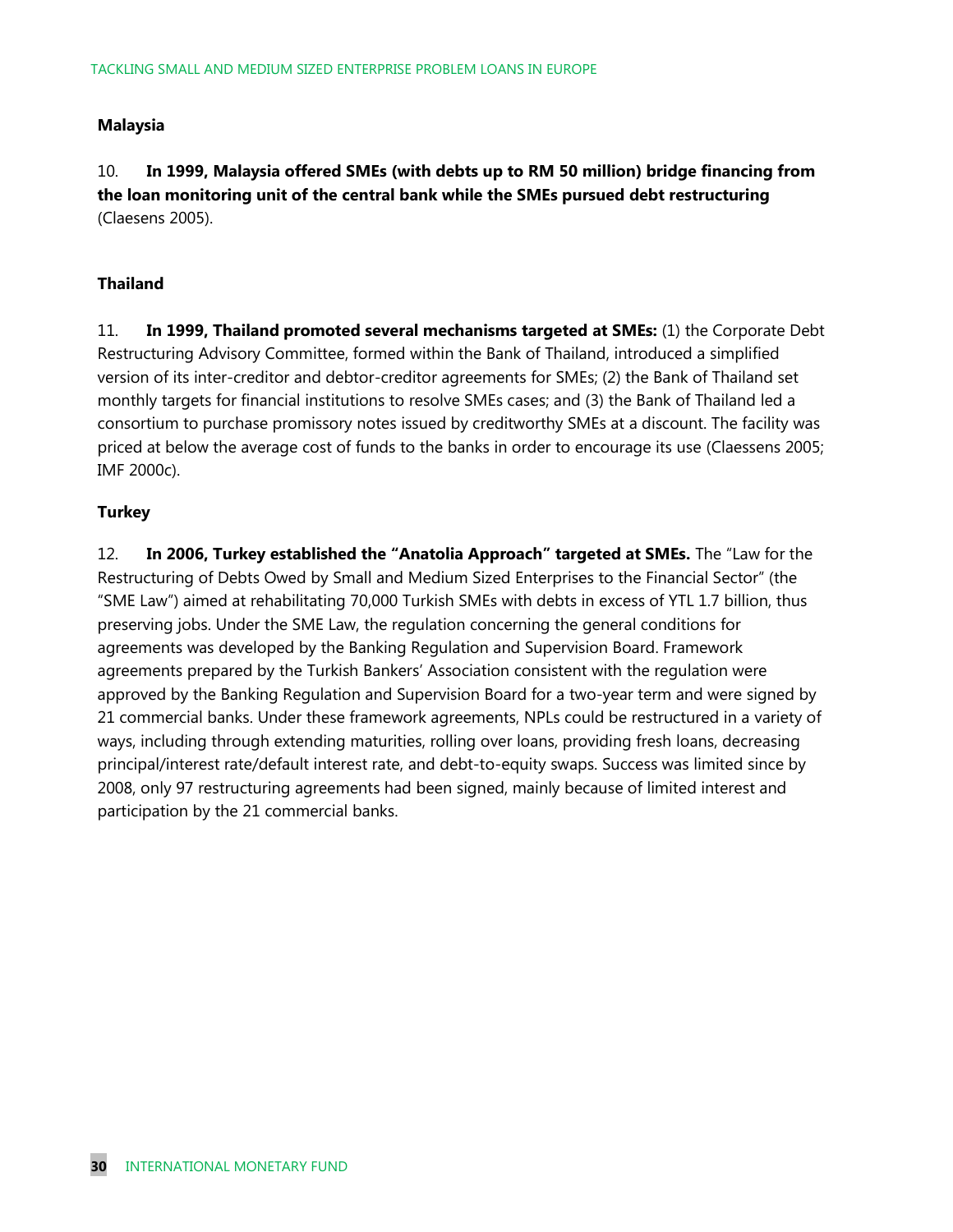**Malaysia**

10. **In 1999, Malaysia offered SMEs (with debts up to RM 50 million) bridge financing from the loan monitoring unit of the central bank while the SMEs pursued debt restructuring** (Claesens 2005).

**Thailand**

11. **In 1999, Thailand promoted several mechanisms targeted at SMEs:** (1) the Corporate Debt Restructuring Advisory Committee, formed within the Bank of Thailand, introduced a simplified version of its inter-creditor and debtor-creditor agreements for SMEs; (2) the Bank of Thailand set monthly targets for financial institutions to resolve SMEs cases; and (3) the Bank of Thailand led a consortium to purchase promissory notes issued by creditworthy SMEs at a discount. The facility was priced at below the average cost of funds to the banks in order to encourage its use (Claessens 2005; IMF 2000c).

**Turkey**

12. **In 2006, Turkey established the "Anatolia Approach" targeted at SMEs.** The "Law for the Restructuring of Debts Owed by Small and Medium Sized Enterprises to the Financial Sector" (the "SME Law") aimed at rehabilitating 70,000 Turkish SMEs with debts in excess of YTL 1.7 billion, thus preserving jobs. Under the SME Law, the regulation concerning the general conditions for agreements was developed by the Banking Regulation and Supervision Board. Framework agreements prepared by the Turkish Bankers' Association consistent with the regulation were approved by the Banking Regulation and Supervision Board for a two-year term and were signed by 21 commercial banks. Under these framework agreements, NPLs could be restructured in a variety of ways, including through extending maturities, rolling over loans, providing fresh loans, decreasing principal/interest rate/default interest rate, and debt-to-equity swaps. Success was limited since by 2008, only 97 restructuring agreements had been signed, mainly because of limited interest and participation by the 21 commercial banks.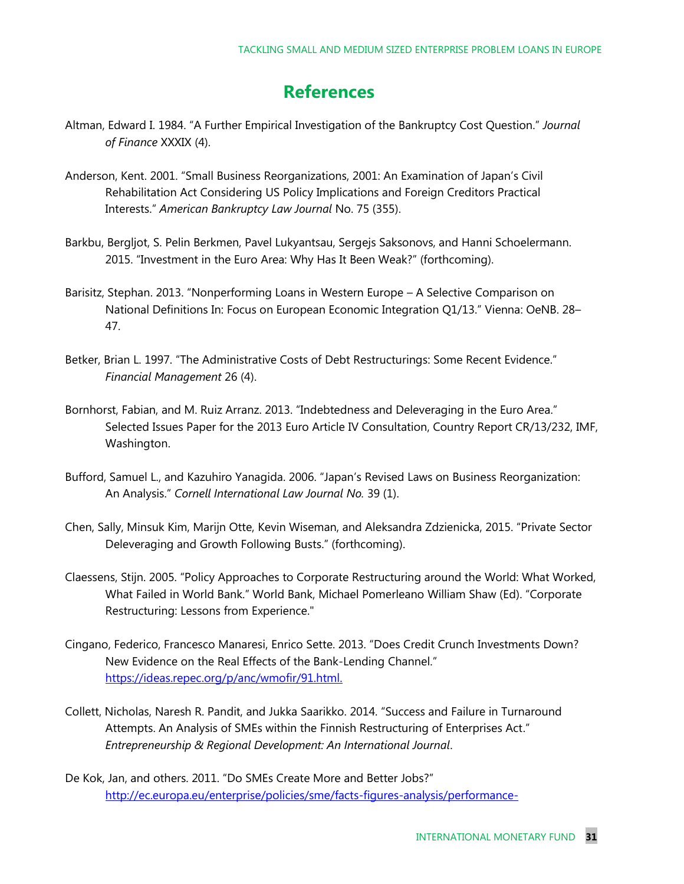# References

Altman, Edward I. 1984. "A Further Empirical Investigation of the Bankruptcy Cost Question." *Journal of Finance* XXXIX (4).

Anderson, Kent. 2001. "Small Business Reorganizations, 2001: An Examination of Japan's Civil Rehabilitation Act Considering US Policy Implications and Foreign Creditors Practical Interests." *American Bankruptcy Law Journal* No. 75 (355).

Barkbu, Bergljot, S. Pelin Berkmen, Pavel Lukyantsau, Sergejs Saksonovs, and Hanni Schoelermann. 2015. "Investment in the Euro Area: Why Has It Been Weak?" (forthcoming).

Barisitz, Stephan. 2013. "Nonperforming Loans in Western Europe – A Selective Comparison on National Definitions In: Focus on European Economic Integration Q1/13." Vienna: OeNB. 28–47.

Betker, Brian L. 1997. "The Administrative Costs of Debt Restructurings: Some Recent Evidence." *Financial Management* 26 (4).

Bornhorst, Fabian, and M. Ruiz Arranz. 2013. "Indebtedness and Deleveraging in the Euro Area." Selected Issues Paper for the 2013 Euro Article IV Consultation, Country Report CR/13/232, IMF, Washington.

Bufford, Samuel L., and Kazuhiro Yanagida. 2006. "Japan's Revised Laws on Business Reorganization: An Analysis." *Cornell International Law Journal No.* 39 (1).

Chen, Sally, Minsuk Kim, Marijn Otte, Kevin Wiseman, and Aleksandra Zdzienicka, 2015. "Private Sector Deleveraging and Growth Following Busts." (forthcoming).

Claessens, Stijn. 2005. "Policy Approaches to Corporate Restructuring around the World: What Worked, What Failed in World Bank." World Bank, Michael Pomerleano William Shaw (Ed). "Corporate Restructuring: Lessons from Experience."

Cingano, Federico, Francesco Manaresi, Enrico Sette. 2013. "Does Credit Crunch Investments Down? New Evidence on the Real Effects of the Bank-Lending Channel." https://ideas.repec.org/p/anc/wmofir/91.html.

Collett, Nicholas, Naresh R. Pandit, and Jukka Saarikko. 2014. "Success and Failure in Turnaround Attempts. An Analysis of SMEs within the Finnish Restructuring of Enterprises Act." *Entrepreneurship & Regional Development: An International Journal*.

De Kok, Jan, and others. 2011. "Do SMEs Create More and Better Jobs?" http://ec.europa.eu/enterprise/policies/sme/facts-figures-analysis/performance-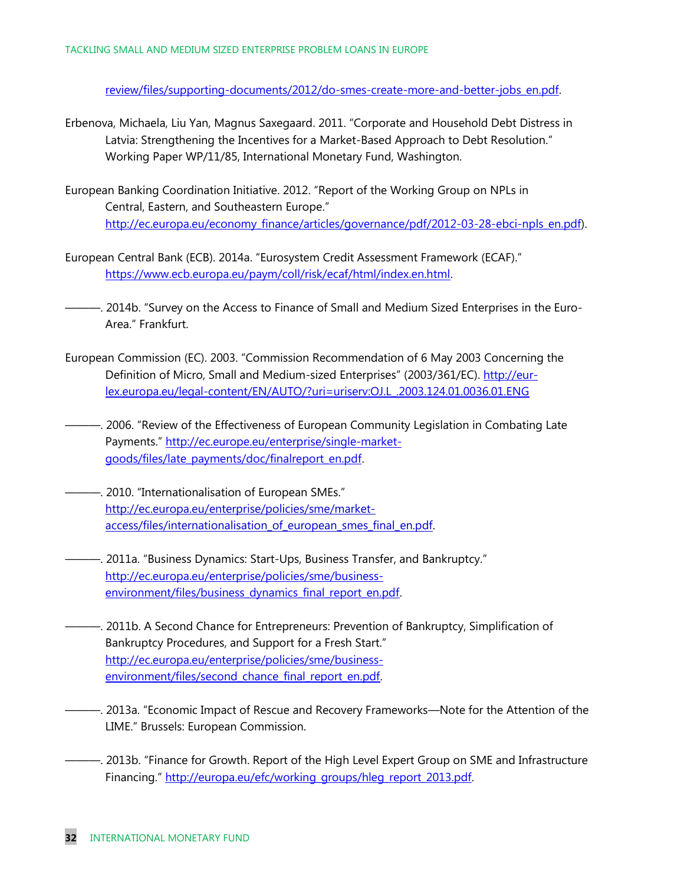review/files/supporting-documents/2012/do-smes-create-more-and-better-jobs_en.pdf.

Erbenova, Michaela, Liu Yan, Magnus Saxegaard. 2011. "Corporate and Household Debt Distress in Latvia: Strengthening the Incentives for a Market-Based Approach to Debt Resolution." Working Paper WP/11/85, International Monetary Fund, Washington.

European Banking Coordination Initiative. 2012. "Report of the Working Group on NPLs in Central, Eastern, and Southeastern Europe." http://ec.europa.eu/economy_finance/articles/governance/pdf/2012-03-28-ebci-npls_en.pdf).

European Central Bank (ECB). 2014a. "Eurosystem Credit Assessment Framework (ECAF)." https://www.ecb.europa.eu/paym/coll/risk/ecaf/html/index.en.html.

———. 2014b. "Survey on the Access to Finance of Small and Medium Sized Enterprises in the Euro-Area." Frankfurt.

European Commission (EC). 2003. "Commission Recommendation of 6 May 2003 Concerning the Definition of Micro, Small and Medium-sized Enterprises" (2003/361/EC). http://eur-lex.europa.eu/legal-content/EN/AUTO/?uri=uriserv:OJ.L_.2003.124.01.0036.01.ENG

———. 2006. "Review of the Effectiveness of European Community Legislation in Combating Late Payments." http://ec.europe.eu/enterprise/single-market-goods/files/late_payments/doc/finalreport_en.pdf.

———. 2010. "Internationalisation of European SMEs." http://ec.europa.eu/enterprise/policies/sme/market-access/files/internationalisation_of_european_smes_final_en.pdf.

———. 2011a. "Business Dynamics: Start-Ups, Business Transfer, and Bankruptcy." http://ec.europa.eu/enterprise/policies/sme/business-environment/files/business_dynamics_final_report_en.pdf.

———. 2011b. A Second Chance for Entrepreneurs: Prevention of Bankruptcy, Simplification of Bankruptcy Procedures, and Support for a Fresh Start." http://ec.europa.eu/enterprise/policies/sme/business-environment/files/second_chance_final_report_en.pdf.

———. 2013a. "Economic Impact of Rescue and Recovery Frameworks—Note for the Attention of the LIME." Brussels: European Commission.

———. 2013b. "Finance for Growth. Report of the High Level Expert Group on SME and Infrastructure Financing." http://europa.eu/efc/working_groups/hleg_report_2013.pdf.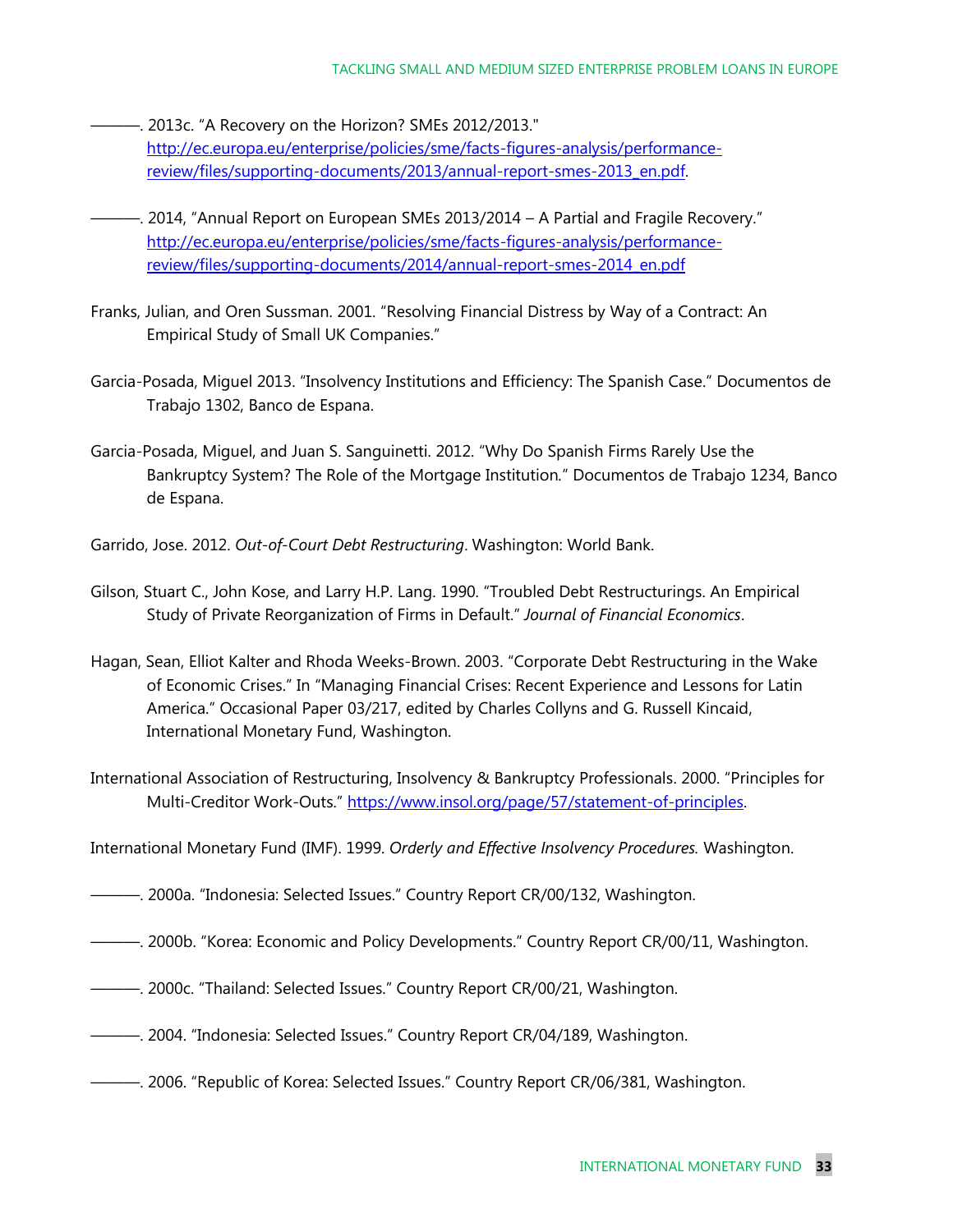———. 2013c. "A Recovery on the Horizon? SMEs 2012/2013." http://ec.europa.eu/enterprise/policies/sme/facts-figures-analysis/performance-review/files/supporting-documents/2013/annual-report-smes-2013_en.pdf.

———. 2014, "Annual Report on European SMEs 2013/2014 – A Partial and Fragile Recovery." http://ec.europa.eu/enterprise/policies/sme/facts-figures-analysis/performance-review/files/supporting-documents/2014/annual-report-smes-2014_en.pdf

Franks, Julian, and Oren Sussman. 2001. "Resolving Financial Distress by Way of a Contract: An Empirical Study of Small UK Companies."

Garcia-Posada, Miguel 2013. "Insolvency Institutions and Efficiency: The Spanish Case." Documentos de Trabajo 1302, Banco de Espana.

Garcia-Posada, Miguel, and Juan S. Sanguinetti. 2012. "Why Do Spanish Firms Rarely Use the Bankruptcy System? The Role of the Mortgage Institution." Documentos de Trabajo 1234, Banco de Espana.

Garrido, Jose. 2012. *Out-of-Court Debt Restructuring*. Washington: World Bank.

Gilson, Stuart C., John Kose, and Larry H.P. Lang. 1990. "Troubled Debt Restructurings. An Empirical Study of Private Reorganization of Firms in Default." *Journal of Financial Economics*.

Hagan, Sean, Elliot Kalter and Rhoda Weeks-Brown. 2003. "Corporate Debt Restructuring in the Wake of Economic Crises." In "Managing Financial Crises: Recent Experience and Lessons for Latin America." Occasional Paper 03/217, edited by Charles Collyns and G. Russell Kincaid, International Monetary Fund, Washington.

International Association of Restructuring, Insolvency & Bankruptcy Professionals. 2000. "Principles for Multi-Creditor Work-Outs." https://www.insol.org/page/57/statement-of-principles.

International Monetary Fund (IMF). 1999. *Orderly and Effective Insolvency Procedures.* Washington.

———. 2000a. "Indonesia: Selected Issues." Country Report CR/00/132, Washington.

———. 2000b. "Korea: Economic and Policy Developments." Country Report CR/00/11, Washington.

———. 2000c. "Thailand: Selected Issues." Country Report CR/00/21, Washington.

———. 2004. "Indonesia: Selected Issues." Country Report CR/04/189, Washington.

———. 2006. "Republic of Korea: Selected Issues." Country Report CR/06/381, Washington.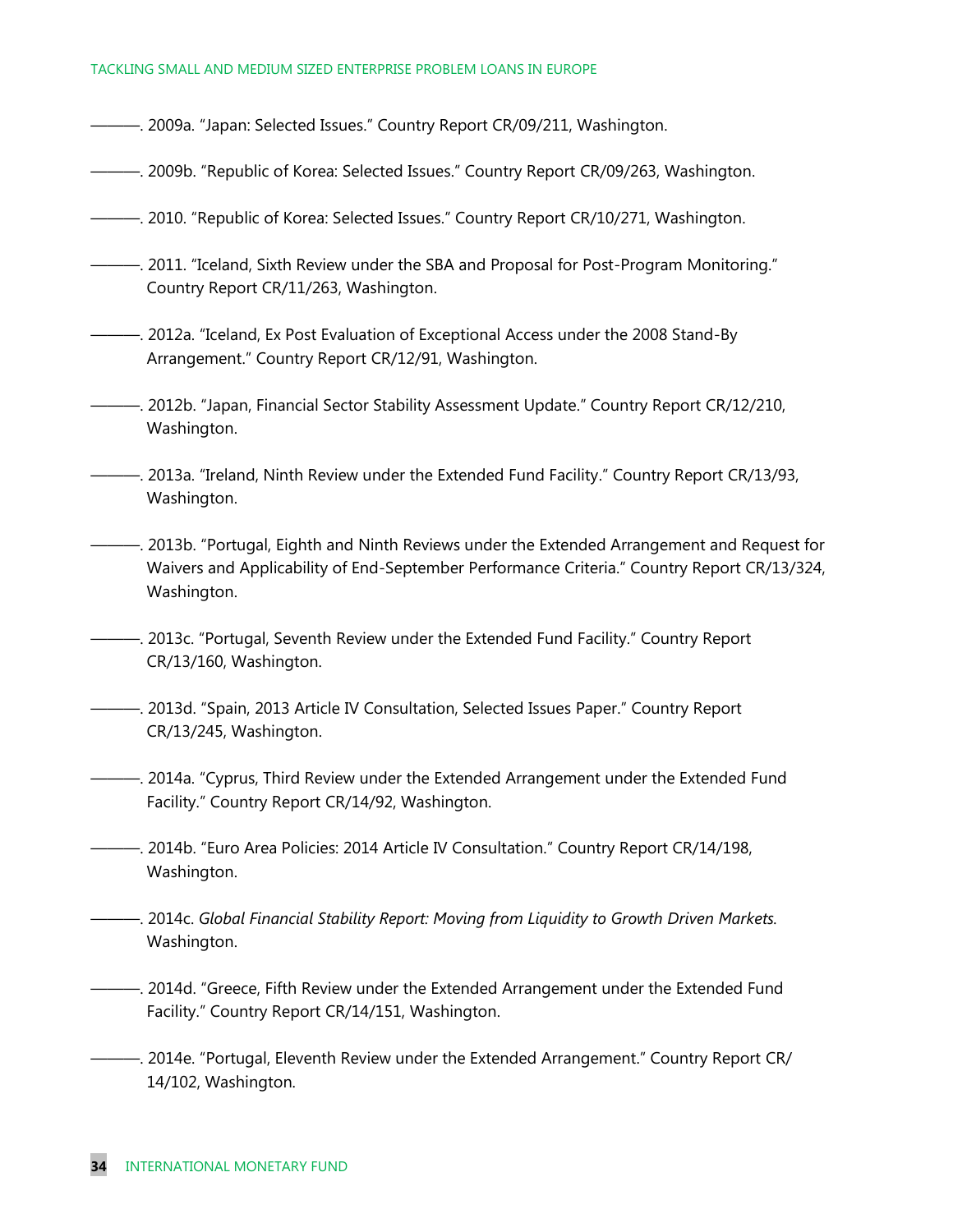———. 2009a. “Japan: Selected Issues.” Country Report CR/09/211, Washington.

———. 2009b. “Republic of Korea: Selected Issues.” Country Report CR/09/263, Washington.

———. 2010. “Republic of Korea: Selected Issues.” Country Report CR/10/271, Washington.

———. 2011. “Iceland, Sixth Review under the SBA and Proposal for Post-Program Monitoring.” Country Report CR/11/263, Washington.

———. 2012a. “Iceland, Ex Post Evaluation of Exceptional Access under the 2008 Stand-By Arrangement.” Country Report CR/12/91, Washington.

———. 2012b. “Japan, Financial Sector Stability Assessment Update.” Country Report CR/12/210, Washington.

———. 2013a. “Ireland, Ninth Review under the Extended Fund Facility.” Country Report CR/13/93, Washington.

———. 2013b. “Portugal, Eighth and Ninth Reviews under the Extended Arrangement and Request for Waivers and Applicability of End-September Performance Criteria.” Country Report CR/13/324, Washington.

———. 2013c. “Portugal, Seventh Review under the Extended Fund Facility.” Country Report CR/13/160, Washington.

———. 2013d. “Spain, 2013 Article IV Consultation, Selected Issues Paper.” Country Report CR/13/245, Washington.

———. 2014a. “Cyprus, Third Review under the Extended Arrangement under the Extended Fund Facility.” Country Report CR/14/92, Washington.

———. 2014b. “Euro Area Policies: 2014 Article IV Consultation.” Country Report CR/14/198, Washington.

———. 2014c. *Global Financial Stability Report: Moving from Liquidity to Growth Driven Markets.* Washington.

———. 2014d. “Greece, Fifth Review under the Extended Arrangement under the Extended Fund Facility.” Country Report CR/14/151, Washington.

———. 2014e. “Portugal, Eleventh Review under the Extended Arrangement.” Country Report CR/14/102, Washington.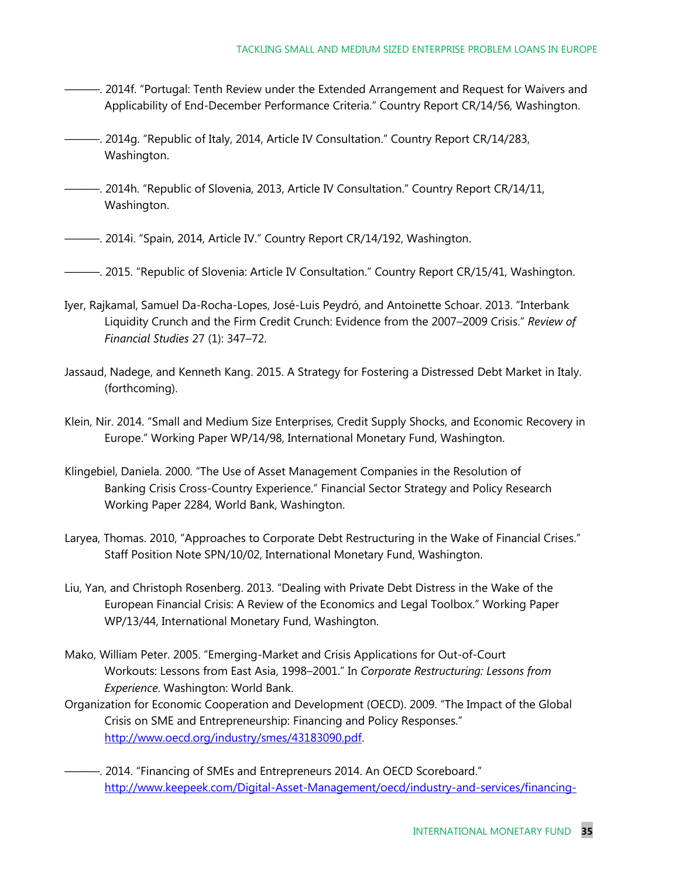———. 2014f. "Portugal: Tenth Review under the Extended Arrangement and Request for Waivers and Applicability of End-December Performance Criteria." Country Report CR/14/56, Washington.

———. 2014g. "Republic of Italy, 2014, Article IV Consultation." Country Report CR/14/283, Washington.

———. 2014h. "Republic of Slovenia, 2013, Article IV Consultation." Country Report CR/14/11, Washington.

———. 2014i. "Spain, 2014, Article IV." Country Report CR/14/192, Washington.

———. 2015. "Republic of Slovenia: Article IV Consultation." Country Report CR/15/41, Washington.

Iyer, Rajkamal, Samuel Da-Rocha-Lopes, José-Luis Peydró, and Antoinette Schoar. 2013. "Interbank Liquidity Crunch and the Firm Credit Crunch: Evidence from the 2007–2009 Crisis." *Review of Financial Studies* 27 (1): 347–72.

Jassaud, Nadege, and Kenneth Kang. 2015. A Strategy for Fostering a Distressed Debt Market in Italy. (forthcoming).

Klein, Nir. 2014. "Small and Medium Size Enterprises, Credit Supply Shocks, and Economic Recovery in Europe." Working Paper WP/14/98, International Monetary Fund, Washington.

Klingebiel, Daniela. 2000. "The Use of Asset Management Companies in the Resolution of Banking Crisis Cross-Country Experience." Financial Sector Strategy and Policy Research Working Paper 2284, World Bank, Washington.

Laryea, Thomas. 2010, "Approaches to Corporate Debt Restructuring in the Wake of Financial Crises." Staff Position Note SPN/10/02, International Monetary Fund, Washington.

Liu, Yan, and Christoph Rosenberg. 2013. "Dealing with Private Debt Distress in the Wake of the European Financial Crisis: A Review of the Economics and Legal Toolbox." Working Paper WP/13/44, International Monetary Fund, Washington.

Mako, William Peter. 2005. "Emerging-Market and Crisis Applications for Out-of-Court Workouts: Lessons from East Asia, 1998–2001." In *Corporate Restructuring: Lessons from Experience*. Washington: World Bank.

Organization for Economic Cooperation and Development (OECD). 2009. "The Impact of the Global Crisis on SME and Entrepreneurship: Financing and Policy Responses." http://www.oecd.org/industry/smes/43183090.pdf.

———. 2014. "Financing of SMEs and Entrepreneurs 2014. An OECD Scoreboard." http://www.keepeek.com/Digital-Asset-Management/oecd/industry-and-services/financing-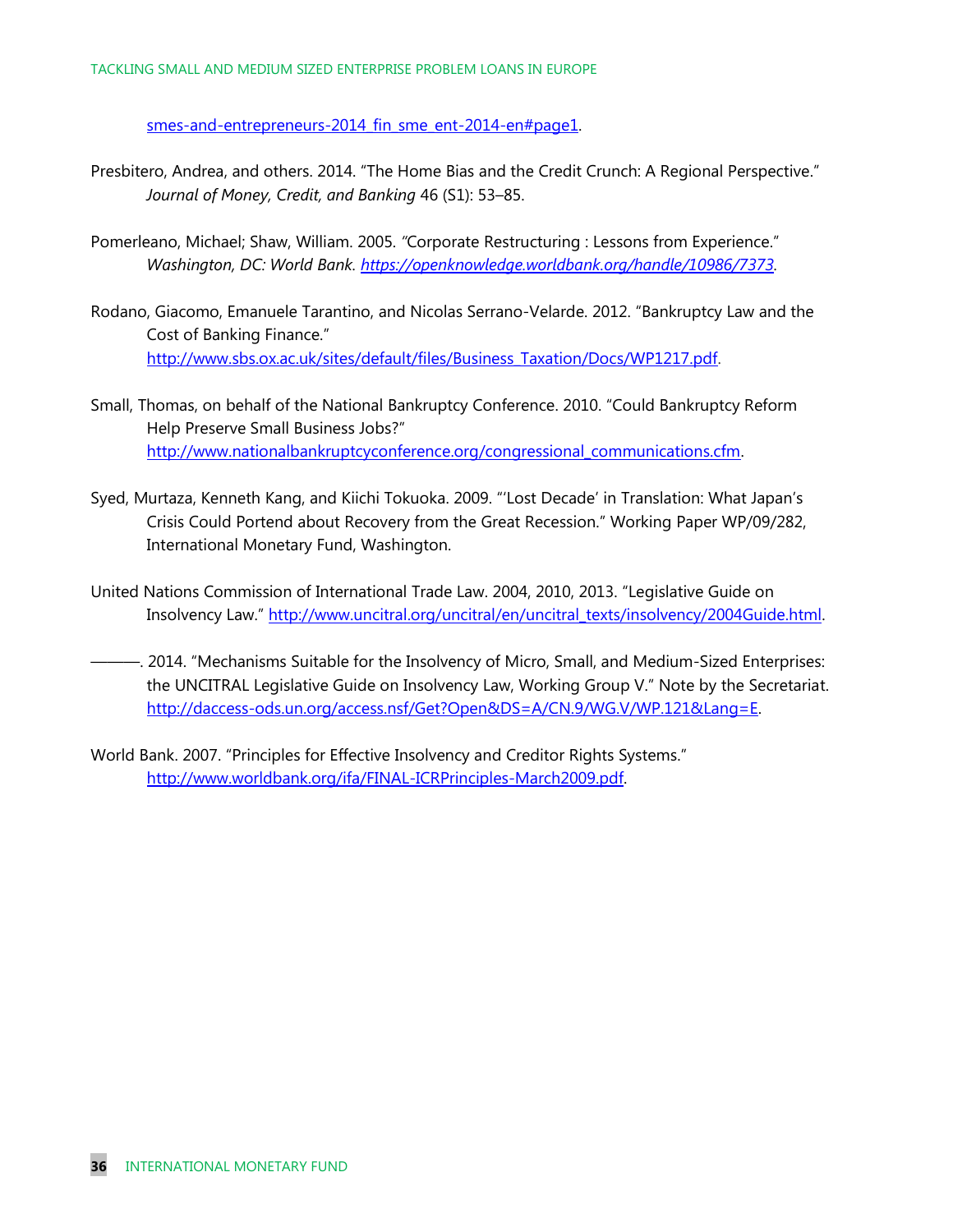smes-and-entrepreneurs-2014_fin_sme_ent-2014-en#page1.

Presbitero, Andrea, and others. 2014. "The Home Bias and the Credit Crunch: A Regional Perspective." *Journal of Money, Credit, and Banking* 46 (S1): 53–85.

Pomerleano, Michael; Shaw, William. 2005. "Corporate Restructuring : Lessons from Experience." *Washington, DC: World Bank. https://openknowledge.worldbank.org/handle/10986/7373.*

Rodano, Giacomo, Emanuele Tarantino, and Nicolas Serrano-Velarde. 2012. "Bankruptcy Law and the Cost of Banking Finance." http://www.sbs.ox.ac.uk/sites/default/files/Business_Taxation/Docs/WP1217.pdf.

Small, Thomas, on behalf of the National Bankruptcy Conference. 2010. "Could Bankruptcy Reform Help Preserve Small Business Jobs?" http://www.nationalbankruptcyconference.org/congressional_communications.cfm.

Syed, Murtaza, Kenneth Kang, and Kiichi Tokuoka. 2009. "'Lost Decade' in Translation: What Japan's Crisis Could Portend about Recovery from the Great Recession." Working Paper WP/09/282, International Monetary Fund, Washington.

United Nations Commission of International Trade Law. 2004, 2010, 2013. "Legislative Guide on Insolvency Law." http://www.uncitral.org/uncitral/en/uncitral_texts/insolvency/2004Guide.html.

———. 2014. "Mechanisms Suitable for the Insolvency of Micro, Small, and Medium-Sized Enterprises: the UNCITRAL Legislative Guide on Insolvency Law, Working Group V." Note by the Secretariat. http://daccess-ods.un.org/access.nsf/Get?Open&DS=A/CN.9/WG.V/WP.121&Lang=E.

World Bank. 2007. "Principles for Effective Insolvency and Creditor Rights Systems." http://www.worldbank.org/ifa/FINAL-ICRPrinciples-March2009.pdf.